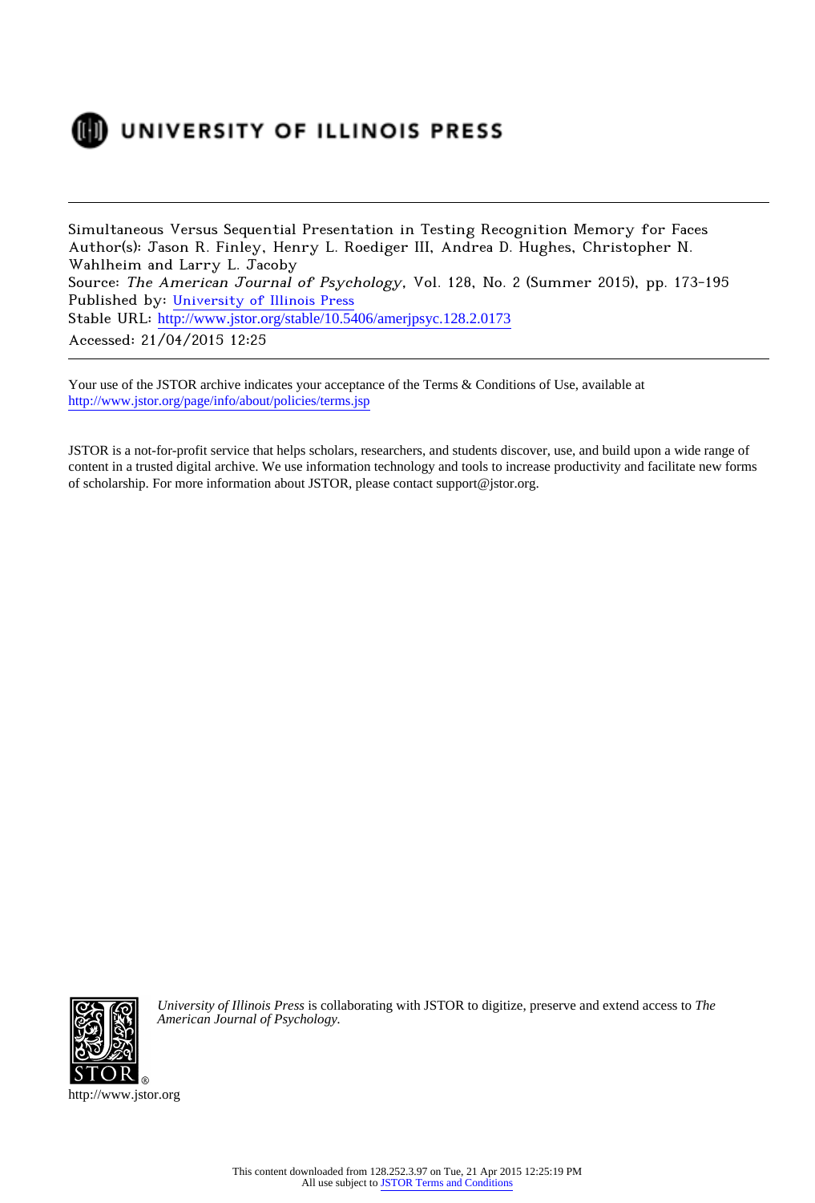UNIVERSITY OF ILLINOIS PRESS

Simultaneous Versus Sequential Presentation in Testing Recognition Memory for Faces
Author(s): Jason R. Finley, Henry L. Roediger III, Andrea D. Hughes, Christopher N. Wahlheim and Larry L. Jacoby
Source: *The American Journal of Psychology*, Vol. 128, No. 2 (Summer 2015), pp. 173-195
Published by: University of Illinois Press
Stable URL: http://www.jstor.org/stable/10.5406/amerjpsyc.128.2.0173
Accessed: 21/04/2015 12:25

Your use of the JSTOR archive indicates your acceptance of the Terms & Conditions of Use, available at http://www.jstor.org/page/info/about/policies/terms.jsp

JSTOR is a not-for-profit service that helps scholars, researchers, and students discover, use, and build upon a wide range of content in a trusted digital archive. We use information technology and tools to increase productivity and facilitate new forms of scholarship. For more information about JSTOR, please contact support@jstor.org.

*University of Illinois Press* is collaborating with JSTOR to digitize, preserve and extend access to *The American Journal of Psychology.*

http://www.jstor.org

This content downloaded from 128.252.3.97 on Tue, 21 Apr 2015 12:25:19 PM
All use subject to JSTOR Terms and Conditions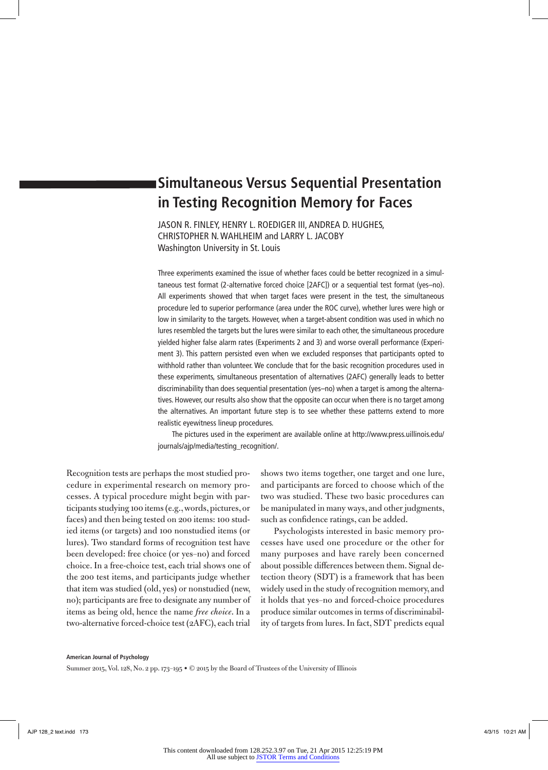# Simultaneous Versus Sequential Presentation in Testing Recognition Memory for Faces

JASON R. FINLEY, HENRY L. ROEDIGER III, ANDREA D. HUGHES, CHRISTOPHER N. WAHLHEIM and LARRY L. JACOBY
Washington University in St. Louis

Three experiments examined the issue of whether faces could be better recognized in a simultaneous test format (2-alternative forced choice [2AFC]) or a sequential test format (yes–no). All experiments showed that when target faces were present in the test, the simultaneous procedure led to superior performance (area under the ROC curve), whether lures were high or low in similarity to the targets. However, when a target-absent condition was used in which no lures resembled the targets but the lures were similar to each other, the simultaneous procedure yielded higher false alarm rates (Experiments 2 and 3) and worse overall performance (Experiment 3). This pattern persisted even when we excluded responses that participants opted to withhold rather than volunteer. We conclude that for the basic recognition procedures used in these experiments, simultaneous presentation of alternatives (2AFC) generally leads to better discriminability than does sequential presentation (yes–no) when a target is among the alternatives. However, our results also show that the opposite can occur when there is no target among the alternatives. An important future step is to see whether these patterns extend to more realistic eyewitness lineup procedures.

The pictures used in the experiment are available online at http://www.press.uillinois.edu/journals/ajp/media/testing_recognition/.

Recognition tests are perhaps the most studied procedure in experimental research on memory processes. A typical procedure might begin with participants studying 100 items (e.g., words, pictures, or faces) and then being tested on 200 items: 100 studied items (or targets) and 100 nonstudied items (or lures). Two standard forms of recognition test have been developed: free choice (or yes–no) and forced choice. In a free-choice test, each trial shows one of the 200 test items, and participants judge whether that item was studied (old, yes) or nonstudied (new, no); participants are free to designate any number of items as being old, hence the name *free choice*. In a two-alternative forced-choice test (2AFC), each trial shows two items together, one target and one lure, and participants are forced to choose which of the two was studied. These two basic procedures can be manipulated in many ways, and other judgments, such as confidence ratings, can be added.

Psychologists interested in basic memory processes have used one procedure or the other for many purposes and have rarely been concerned about possible differences between them. Signal detection theory (SDT) is a framework that has been widely used in the study of recognition memory, and it holds that yes–no and forced-choice procedures produce similar outcomes in terms of discriminability of targets from lures. In fact, SDT predicts equal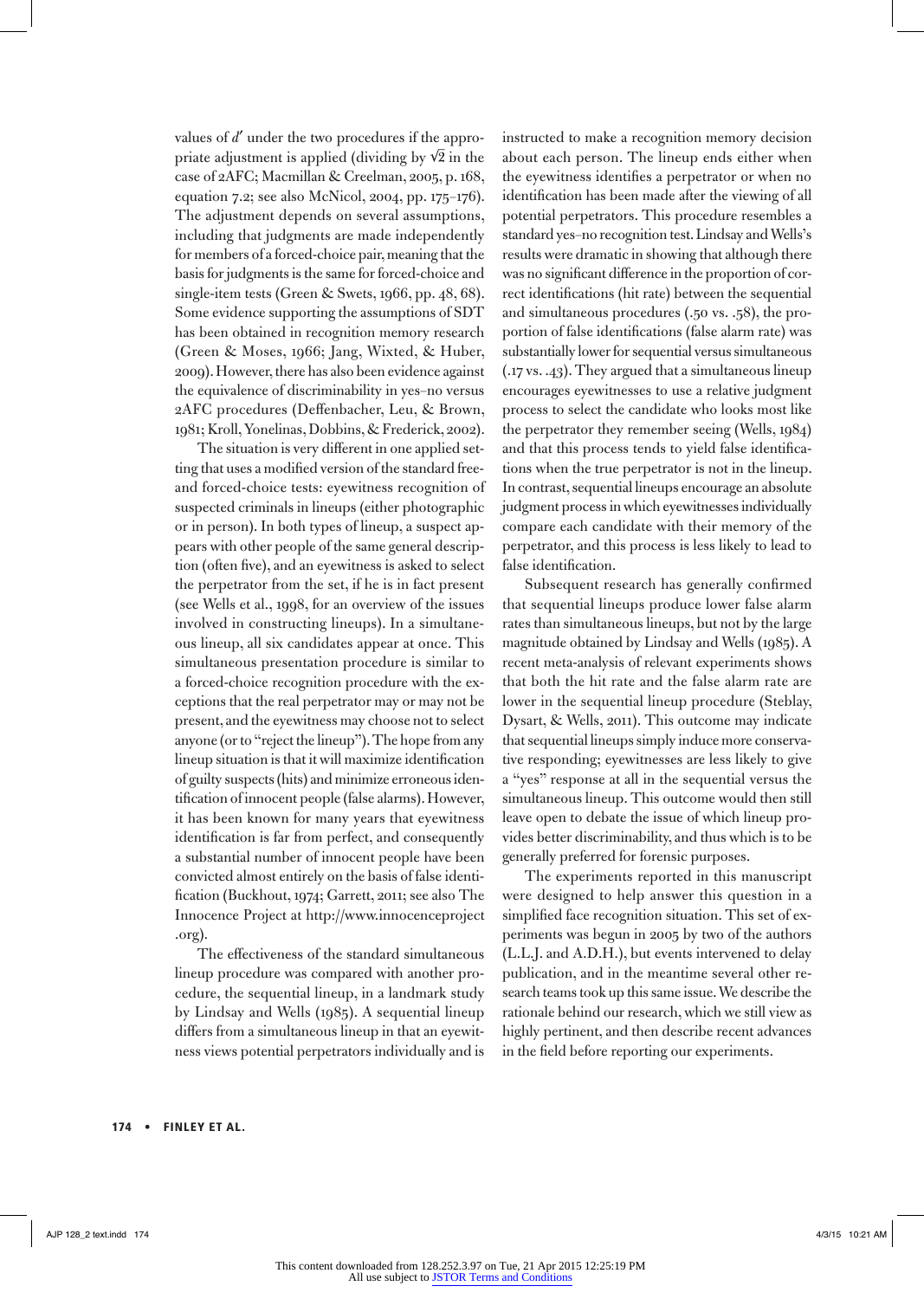values of $d'$ under the two procedures if the appropriate adjustment is applied (dividing by $\sqrt{2}$ in the case of 2AFC; Macmillan & Creelman, 2005, p. 168, equation 7.2; see also McNicol, 2004, pp. 175–176). The adjustment depends on several assumptions, including that judgments are made independently for members of a forced-choice pair, meaning that the basis for judgments is the same for forced-choice and single-item tests (Green & Swets, 1966, pp. 48, 68). Some evidence supporting the assumptions of SDT has been obtained in recognition memory research (Green & Moses, 1966; Jang, Wixted, & Huber, 2009). However, there has also been evidence against the equivalence of discriminability in yes–no versus 2AFC procedures (Deffenbacher, Leu, & Brown, 1981; Kroll, Yonelinas, Dobbins, & Frederick, 2002).

The situation is very different in one applied setting that uses a modified version of the standard free- and forced-choice tests: eyewitness recognition of suspected criminals in lineups (either photographic or in person). In both types of lineup, a suspect appears with other people of the same general description (often five), and an eyewitness is asked to select the perpetrator from the set, if he is in fact present (see Wells et al., 1998, for an overview of the issues involved in constructing lineups). In a simultaneous lineup, all six candidates appear at once. This simultaneous presentation procedure is similar to a forced-choice recognition procedure with the exceptions that the real perpetrator may or may not be present, and the eyewitness may choose not to select anyone (or to "reject the lineup"). The hope from any lineup situation is that it will maximize identification of guilty suspects (hits) and minimize erroneous identification of innocent people (false alarms). However, it has been known for many years that eyewitness identification is far from perfect, and consequently a substantial number of innocent people have been convicted almost entirely on the basis of false identification (Buckhout, 1974; Garrett, 2011; see also The Innocence Project at http://www.innocenceproject.org).

The effectiveness of the standard simultaneous lineup procedure was compared with another procedure, the sequential lineup, in a landmark study by Lindsay and Wells (1985). A sequential lineup differs from a simultaneous lineup in that an eyewitness views potential perpetrators individually and is instructed to make a recognition memory decision about each person. The lineup ends either when the eyewitness identifies a perpetrator or when no identification has been made after the viewing of all potential perpetrators. This procedure resembles a standard yes–no recognition test. Lindsay and Wells's results were dramatic in showing that although there was no significant difference in the proportion of correct identifications (hit rate) between the sequential and simultaneous procedures (.50 vs. .58), the proportion of false identifications (false alarm rate) was substantially lower for sequential versus simultaneous (.17 vs. .43). They argued that a simultaneous lineup encourages eyewitnesses to use a relative judgment process to select the candidate who looks most like the perpetrator they remember seeing (Wells, 1984) and that this process tends to yield false identifications when the true perpetrator is not in the lineup. In contrast, sequential lineups encourage an absolute judgment process in which eyewitnesses individually compare each candidate with their memory of the perpetrator, and this process is less likely to lead to false identification.

Subsequent research has generally confirmed that sequential lineups produce lower false alarm rates than simultaneous lineups, but not by the large magnitude obtained by Lindsay and Wells (1985). A recent meta-analysis of relevant experiments shows that both the hit rate and the false alarm rate are lower in the sequential lineup procedure (Steblay, Dysart, & Wells, 2011). This outcome may indicate that sequential lineups simply induce more conservative responding; eyewitnesses are less likely to give a "yes" response at all in the sequential versus the simultaneous lineup. This outcome would then still leave open to debate the issue of which lineup provides better discriminability, and thus which is to be generally preferred for forensic purposes.

The experiments reported in this manuscript were designed to help answer this question in a simplified face recognition situation. This set of experiments was begun in 2005 by two of the authors (L.L.J. and A.D.H.), but events intervened to delay publication, and in the meantime several other research teams took up this same issue. We describe the rationale behind our research, which we still view as highly pertinent, and then describe recent advances in the field before reporting our experiments.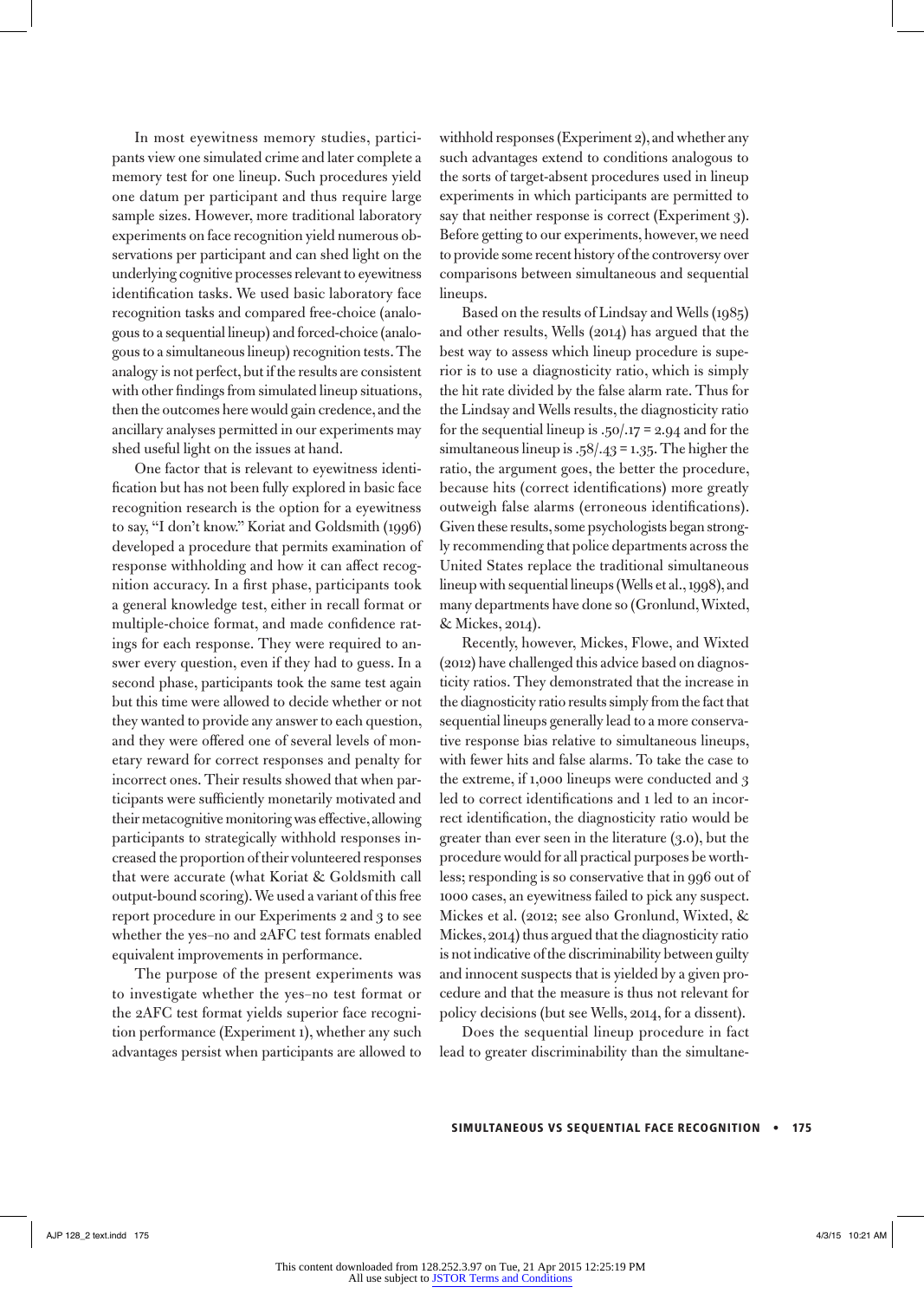In most eyewitness memory studies, participants view one simulated crime and later complete a memory test for one lineup. Such procedures yield one datum per participant and thus require large sample sizes. However, more traditional laboratory experiments on face recognition yield numerous observations per participant and can shed light on the underlying cognitive processes relevant to eyewitness identification tasks. We used basic laboratory face recognition tasks and compared free-choice (analogous to a sequential lineup) and forced-choice (analogous to a simultaneous lineup) recognition tests. The analogy is not perfect, but if the results are consistent with other findings from simulated lineup situations, then the outcomes here would gain credence, and the ancillary analyses permitted in our experiments may shed useful light on the issues at hand.

One factor that is relevant to eyewitness identification but has not been fully explored in basic face recognition research is the option for a eyewitness to say, "I don't know." Koriat and Goldsmith (1996) developed a procedure that permits examination of response withholding and how it can affect recognition accuracy. In a first phase, participants took a general knowledge test, either in recall format or multiple-choice format, and made confidence ratings for each response. They were required to answer every question, even if they had to guess. In a second phase, participants took the same test again but this time were allowed to decide whether or not they wanted to provide any answer to each question, and they were offered one of several levels of monetary reward for correct responses and penalty for incorrect ones. Their results showed that when participants were sufficiently monetarily motivated and their metacognitive monitoring was effective, allowing participants to strategically withhold responses increased the proportion of their volunteered responses that were accurate (what Koriat & Goldsmith call output-bound scoring). We used a variant of this free report procedure in our Experiments 2 and 3 to see whether the yes–no and 2AFC test formats enabled equivalent improvements in performance.

The purpose of the present experiments was to investigate whether the yes–no test format or the 2AFC test format yields superior face recognition performance (Experiment 1), whether any such advantages persist when participants are allowed to withhold responses (Experiment 2), and whether any such advantages extend to conditions analogous to the sorts of target-absent procedures used in lineup experiments in which participants are permitted to say that neither response is correct (Experiment 3). Before getting to our experiments, however, we need to provide some recent history of the controversy over comparisons between simultaneous and sequential lineups.

Based on the results of Lindsay and Wells (1985) and other results, Wells (2014) has argued that the best way to assess which lineup procedure is superior is to use a diagnosticity ratio, which is simply the hit rate divided by the false alarm rate. Thus for the Lindsay and Wells results, the diagnosticity ratio for the sequential lineup is .50/.17 = 2.94 and for the simultaneous lineup is .58/.43 = 1.35. The higher the ratio, the argument goes, the better the procedure, because hits (correct identifications) more greatly outweigh false alarms (erroneous identifications). Given these results, some psychologists began strongly recommending that police departments across the United States replace the traditional simultaneous lineup with sequential lineups (Wells et al., 1998), and many departments have done so (Gronlund, Wixted, & Mickes, 2014).

Recently, however, Mickes, Flowe, and Wixted (2012) have challenged this advice based on diagnosticity ratios. They demonstrated that the increase in the diagnosticity ratio results simply from the fact that sequential lineups generally lead to a more conservative response bias relative to simultaneous lineups, with fewer hits and false alarms. To take the case to the extreme, if 1,000 lineups were conducted and 3 led to correct identifications and 1 led to an incorrect identification, the diagnosticity ratio would be greater than ever seen in the literature (3.0), but the procedure would for all practical purposes be worthless; responding is so conservative that in 996 out of 1000 cases, an eyewitness failed to pick any suspect. Mickes et al. (2012; see also Gronlund, Wixted, & Mickes, 2014) thus argued that the diagnosticity ratio is not indicative of the discriminability between guilty and innocent suspects that is yielded by a given procedure and that the measure is thus not relevant for policy decisions (but see Wells, 2014, for a dissent).

Does the sequential lineup procedure in fact lead to greater discriminability than the simultane-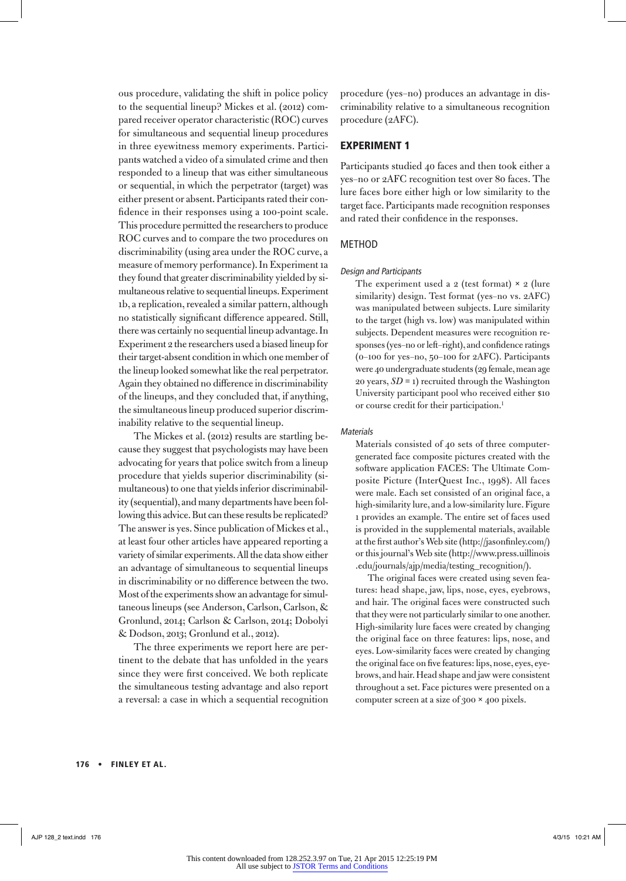ous procedure, validating the shift in police policy to the sequential lineup? Mickes et al. (2012) compared receiver operator characteristic (ROC) curves for simultaneous and sequential lineup procedures in three eyewitness memory experiments. Participants watched a video of a simulated crime and then responded to a lineup that was either simultaneous or sequential, in which the perpetrator (target) was either present or absent. Participants rated their confidence in their responses using a 100-point scale. This procedure permitted the researchers to produce ROC curves and to compare the two procedures on discriminability (using area under the ROC curve, a measure of memory performance). In Experiment 1a they found that greater discriminability yielded by simultaneous relative to sequential lineups. Experiment 1b, a replication, revealed a similar pattern, although no statistically significant difference appeared. Still, there was certainly no sequential lineup advantage. In Experiment 2 the researchers used a biased lineup for their target-absent condition in which one member of the lineup looked somewhat like the real perpetrator. Again they obtained no difference in discriminability of the lineups, and they concluded that, if anything, the simultaneous lineup produced superior discriminability relative to the sequential lineup.

The Mickes et al. (2012) results are startling because they suggest that psychologists may have been advocating for years that police switch from a lineup procedure that yields superior discriminability (simultaneous) to one that yields inferior discriminability (sequential), and many departments have been following this advice. But can these results be replicated? The answer is yes. Since publication of Mickes et al., at least four other articles have appeared reporting a variety of similar experiments. All the data show either an advantage of simultaneous to sequential lineups in discriminability or no difference between the two. Most of the experiments show an advantage for simultaneous lineups (see Anderson, Carlson, Carlson, & Gronlund, 2014; Carlson & Carlson, 2014; Dobolyi & Dodson, 2013; Gronlund et al., 2012).

The three experiments we report here are pertinent to the debate that has unfolded in the years since they were first conceived. We both replicate the simultaneous testing advantage and also report a reversal: a case in which a sequential recognition procedure (yes–no) produces an advantage in discriminability relative to a simultaneous recognition procedure (2AFC).

## EXPERIMENT 1

Participants studied 40 faces and then took either a yes–no or 2AFC recognition test over 80 faces. The lure faces bore either high or low similarity to the target face. Participants made recognition responses and rated their confidence in the responses.

### METHOD

#### *Design and Participants*

The experiment used a 2 (test format) × 2 (lure similarity) design. Test format (yes–no vs. 2AFC) was manipulated between subjects. Lure similarity to the target (high vs. low) was manipulated within subjects. Dependent measures were recognition responses (yes–no or left–right), and confidence ratings (0–100 for yes–no, 50–100 for 2AFC). Participants were 40 undergraduate students (29 female, mean age 20 years, *SD* = 1) recruited through the Washington University participant pool who received either $10 or course credit for their participation.[1]

#### *Materials*

Materials consisted of 40 sets of three computer-generated face composite pictures created with the software application FACES: The Ultimate Composite Picture (InterQuest Inc., 1998). All faces were male. Each set consisted of an original face, a high-similarity lure, and a low-similarity lure. Figure 1 provides an example. The entire set of faces used is provided in the supplemental materials, available at the first author's Web site (http://jasonfinley.com/) or this journal's Web site (http://www.press.uillinois.edu/journals/ajp/media/testing_recognition/).

The original faces were created using seven features: head shape, jaw, lips, nose, eyes, eyebrows, and hair. The original faces were constructed such that they were not particularly similar to one another. High-similarity lure faces were created by changing the original face on three features: lips, nose, and eyes. Low-similarity faces were created by changing the original face on five features: lips, nose, eyes, eyebrows, and hair. Head shape and jaw were consistent throughout a set. Face pictures were presented on a computer screen at a size of 300 × 400 pixels.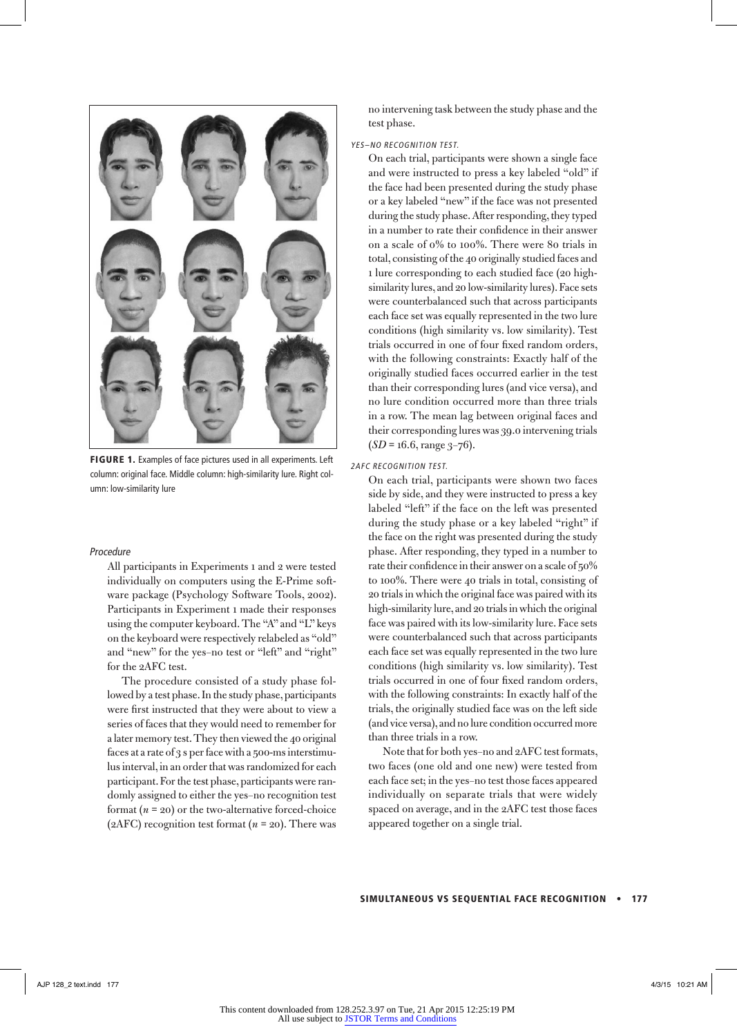**FIGURE 1.** Examples of face pictures used in all experiments. Left column: original face. Middle column: high-similarity lure. Right column: low-similarity lure

### *Procedure*

All participants in Experiments 1 and 2 were tested individually on computers using the E-Prime software package (Psychology Software Tools, 2002). Participants in Experiment 1 made their responses using the computer keyboard. The "A" and "L" keys on the keyboard were respectively relabeled as "old" and "new" for the yes–no test or "left" and "right" for the 2AFC test.

The procedure consisted of a study phase followed by a test phase. In the study phase, participants were first instructed that they were about to view a series of faces that they would need to remember for a later memory test. They then viewed the 40 original faces at a rate of 3 s per face with a 500-ms interstimulus interval, in an order that was randomized for each participant. For the test phase, participants were randomly assigned to either the yes–no recognition test format ($n$ = 20) or the two-alternative forced-choice (2AFC) recognition test format ($n$ = 20). There was no intervening task between the study phase and the test phase.

#### YES–NO RECOGNITION TEST.

On each trial, participants were shown a single face and were instructed to press a key labeled "old" if the face had been presented during the study phase or a key labeled "new" if the face was not presented during the study phase. After responding, they typed in a number to rate their confidence in their answer on a scale of 0% to 100%. There were 80 trials in total, consisting of the 40 originally studied faces and 1 lure corresponding to each studied face (20 high-similarity lures, and 20 low-similarity lures). Face sets were counterbalanced such that across participants each face set was equally represented in the two lure conditions (high similarity vs. low similarity). Test trials occurred in one of four fixed random orders, with the following constraints: Exactly half of the originally studied faces occurred earlier in the test than their corresponding lures (and vice versa), and no lure condition occurred more than three trials in a row. The mean lag between original faces and their corresponding lures was 39.0 intervening trials ($SD$ = 16.6, range 3–76).

#### 2AFC RECOGNITION TEST.

On each trial, participants were shown two faces side by side, and they were instructed to press a key labeled "left" if the face on the left was presented during the study phase or a key labeled "right" if the face on the right was presented during the study phase. After responding, they typed in a number to rate their confidence in their answer on a scale of 50% to 100%. There were 40 trials in total, consisting of 20 trials in which the original face was paired with its high-similarity lure, and 20 trials in which the original face was paired with its low-similarity lure. Face sets were counterbalanced such that across participants each face set was equally represented in the two lure conditions (high similarity vs. low similarity). Test trials occurred in one of four fixed random orders, with the following constraints: In exactly half of the trials, the originally studied face was on the left side (and vice versa), and no lure condition occurred more than three trials in a row.

Note that for both yes–no and 2AFC test formats, two faces (one old and one new) were tested from each face set; in the yes–no test those faces appeared individually on separate trials that were widely spaced on average, and in the 2AFC test those faces appeared together on a single trial.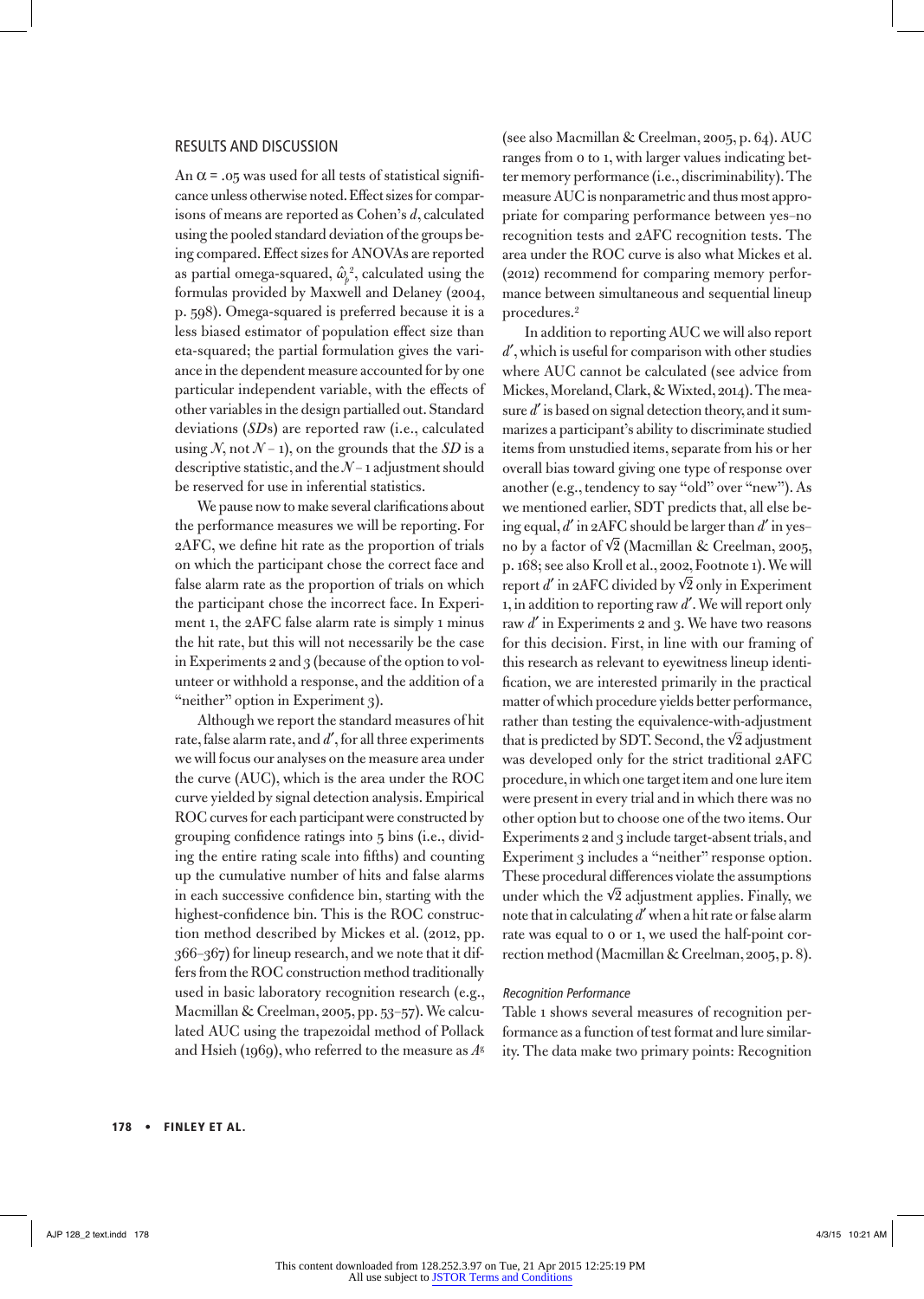## RESULTS AND DISCUSSION

An $\alpha = .05$ was used for all tests of statistical significance unless otherwise noted. Effect sizes for comparisons of means are reported as Cohen's $d$, calculated using the pooled standard deviation of the groups being compared. Effect sizes for ANOVAs are reported as partial omega-squared, $\hat{\omega}_p^2$, calculated using the formulas provided by Maxwell and Delaney (2004, p. 598). Omega-squared is preferred because it is a less biased estimator of population effect size than eta-squared; the partial formulation gives the variance in the dependent measure accounted for by one particular independent variable, with the effects of other variables in the design partialled out. Standard deviations (*SD*s) are reported raw (i.e., calculated using $N$, not $N - 1$), on the grounds that the *SD* is a descriptive statistic, and the $N - 1$ adjustment should be reserved for use in inferential statistics.

We pause now to make several clarifications about the performance measures we will be reporting. For 2AFC, we define hit rate as the proportion of trials on which the participant chose the correct face and false alarm rate as the proportion of trials on which the participant chose the incorrect face. In Experiment 1, the 2AFC false alarm rate is simply 1 minus the hit rate, but this will not necessarily be the case in Experiments 2 and 3 (because of the option to volunteer or withhold a response, and the addition of a "neither" option in Experiment 3).

Although we report the standard measures of hit rate, false alarm rate, and $d'$, for all three experiments we will focus our analyses on the measure area under the curve (AUC), which is the area under the ROC curve yielded by signal detection analysis. Empirical ROC curves for each participant were constructed by grouping confidence ratings into 5 bins (i.e., dividing the entire rating scale into fifths) and counting up the cumulative number of hits and false alarms in each successive confidence bin, starting with the highest-confidence bin. This is the ROC construction method described by Mickes et al. (2012, pp. 366–367) for lineup research, and we note that it differs from the ROC construction method traditionally used in basic laboratory recognition research (e.g., Macmillan & Creelman, 2005, pp. 53–57). We calculated AUC using the trapezoidal method of Pollack and Hsieh (1969), who referred to the measure as $A^g$ (see also Macmillan & Creelman, 2005, p. 64). AUC ranges from 0 to 1, with larger values indicating better memory performance (i.e., discriminability). The measure AUC is nonparametric and thus most appropriate for comparing performance between yes–no recognition tests and 2AFC recognition tests. The area under the ROC curve is also what Mickes et al. (2012) recommend for comparing memory performance between simultaneous and sequential lineup procedures.[2]

In addition to reporting AUC we will also report $d'$, which is useful for comparison with other studies where AUC cannot be calculated (see advice from Mickes, Moreland, Clark, & Wixted, 2014). The measure $d'$ is based on signal detection theory, and it summarizes a participant's ability to discriminate studied items from unstudied items, separate from his or her overall bias toward giving one type of response over another (e.g., tendency to say "old" over "new"). As we mentioned earlier, SDT predicts that, all else being equal, $d'$ in 2AFC should be larger than $d'$ in yes–no by a factor of $\sqrt{2}$ (Macmillan & Creelman, 2005, p. 168; see also Kroll et al., 2002, Footnote 1). We will report $d'$ in 2AFC divided by $\sqrt{2}$ only in Experiment 1, in addition to reporting raw $d'$. We will report only raw $d'$ in Experiments 2 and 3. We have two reasons for this decision. First, in line with our framing of this research as relevant to eyewitness lineup identification, we are interested primarily in the practical matter of which procedure yields better performance, rather than testing the equivalence-with-adjustment that is predicted by SDT. Second, the $\sqrt{2}$ adjustment was developed only for the strict traditional 2AFC procedure, in which one target item and one lure item were present in every trial and in which there was no other option but to choose one of the two items. Our Experiments 2 and 3 include target-absent trials, and Experiment 3 includes a "neither" response option. These procedural differences violate the assumptions under which the $\sqrt{2}$ adjustment applies. Finally, we note that in calculating $d'$ when a hit rate or false alarm rate was equal to 0 or 1, we used the half-point correction method (Macmillan & Creelman, 2005, p. 8).

### *Recognition Performance*

Table 1 shows several measures of recognition performance as a function of test format and lure similarity. The data make two primary points: Recognition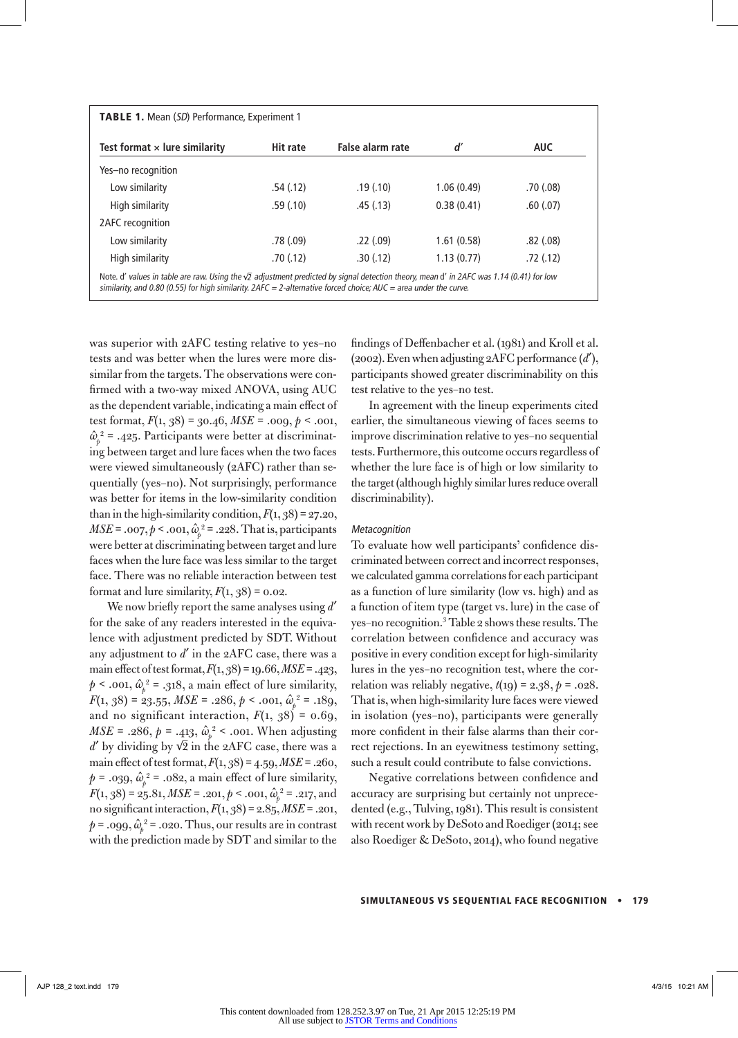**TABLE 1.** Mean (*SD*) Performance, Experiment 1

| Test format × lure similarity | Hit rate | False alarm rate | *d′* | AUC |
|---|---|---|---|---|
| Yes–no recognition | | | | |
| Low similarity | .54 (.12) | .19 (.10) | 1.06 (0.49) | .70 (.08) |
| High similarity | .59 (.10) | .45 (.13) | 0.38 (0.41) | .60 (.07) |
| 2AFC recognition | | | | |
| Low similarity | .78 (.09) | .22 (.09) | 1.61 (0.58) | .82 (.08) |
| High similarity | .70 (.12) | .30 (.12) | 1.13 (0.77) | .72 (.12) |

*Note.* d′ *values in table are raw. Using the* √2 *adjustment predicted by signal detection theory, mean* d′ *in 2AFC was 1.14 (0.41) for low similarity, and 0.80 (0.55) for high similarity. 2AFC = 2-alternative forced choice; AUC = area under the curve.*

was superior with 2AFC testing relative to yes–no tests and was better when the lures were more dissimilar from the targets. The observations were confirmed with a two-way mixed ANOVA, using AUC as the dependent variable, indicating a main effect of test format, $F(1, 38) = 30.46$, $MSE = .009$, $p < .001$, $\hat{\omega}_p^2 = .425$. Participants were better at discriminating between target and lure faces when the two faces were viewed simultaneously (2AFC) rather than sequentially (yes–no). Not surprisingly, performance was better for items in the low-similarity condition than in the high-similarity condition, $F(1, 38) = 27.20$, $MSE = .007$, $p < .001$, $\hat{\omega}_p^2 = .228$. That is, participants were better at discriminating between target and lure faces when the lure face was less similar to the target face. There was no reliable interaction between test format and lure similarity, $F(1, 38) = 0.02$.

We now briefly report the same analyses using $d'$ for the sake of any readers interested in the equivalence with adjustment predicted by SDT. Without any adjustment to $d'$ in the 2AFC case, there was a main effect of test format, $F(1, 38) = 19.66$, $MSE = .423$, $p < .001$, $\hat{\omega}_p^2 = .318$, a main effect of lure similarity, $F(1, 38) = 23.55$, $MSE = .286$, $p < .001$, $\hat{\omega}_p^2 = .189$, and no significant interaction, $F(1, 38) = 0.69$, $MSE = .286$, $p = .413$, $\hat{\omega}_p^2 < .001$. When adjusting $d'$ by dividing by $\sqrt{2}$ in the 2AFC case, there was a main effect of test format, $F(1, 38) = 4.59$, $MSE = .260$, $p = .039$, $\hat{\omega}_p^2 = .082$, a main effect of lure similarity, $F(1, 38) = 25.81$, $MSE = .201$, $p < .001$, $\hat{\omega}_p^2 = .217$, and no significant interaction, $F(1, 38) = 2.85$, $MSE = .201$, $p = .099$, $\hat{\omega}_p^2 = .020$. Thus, our results are in contrast with the prediction made by SDT and similar to the findings of Deffenbacher et al. (1981) and Kroll et al. (2002). Even when adjusting 2AFC performance ($d'$), participants showed greater discriminability on this test relative to the yes–no test.

In agreement with the lineup experiments cited earlier, the simultaneous viewing of faces seems to improve discrimination relative to yes–no sequential tests. Furthermore, this outcome occurs regardless of whether the lure face is of high or low similarity to the target (although highly similar lures reduce overall discriminability).

### *Metacognition*

To evaluate how well participants' confidence discriminated between correct and incorrect responses, we calculated gamma correlations for each participant as a function of lure similarity (low vs. high) and as a function of item type (target vs. lure) in the case of yes–no recognition.[3] Table 2 shows these results. The correlation between confidence and accuracy was positive in every condition except for high-similarity lures in the yes–no recognition test, where the correlation was reliably negative, $t(19) = 2.38$, $p = .028$. That is, when high-similarity lure faces were viewed in isolation (yes–no), participants were generally more confident in their false alarms than their correct rejections. In an eyewitness testimony setting, such a result could contribute to false convictions.

Negative correlations between confidence and accuracy are surprising but certainly not unprecedented (e.g., Tulving, 1981). This result is consistent with recent work by DeSoto and Roediger (2014; see also Roediger & DeSoto, 2014), who found negative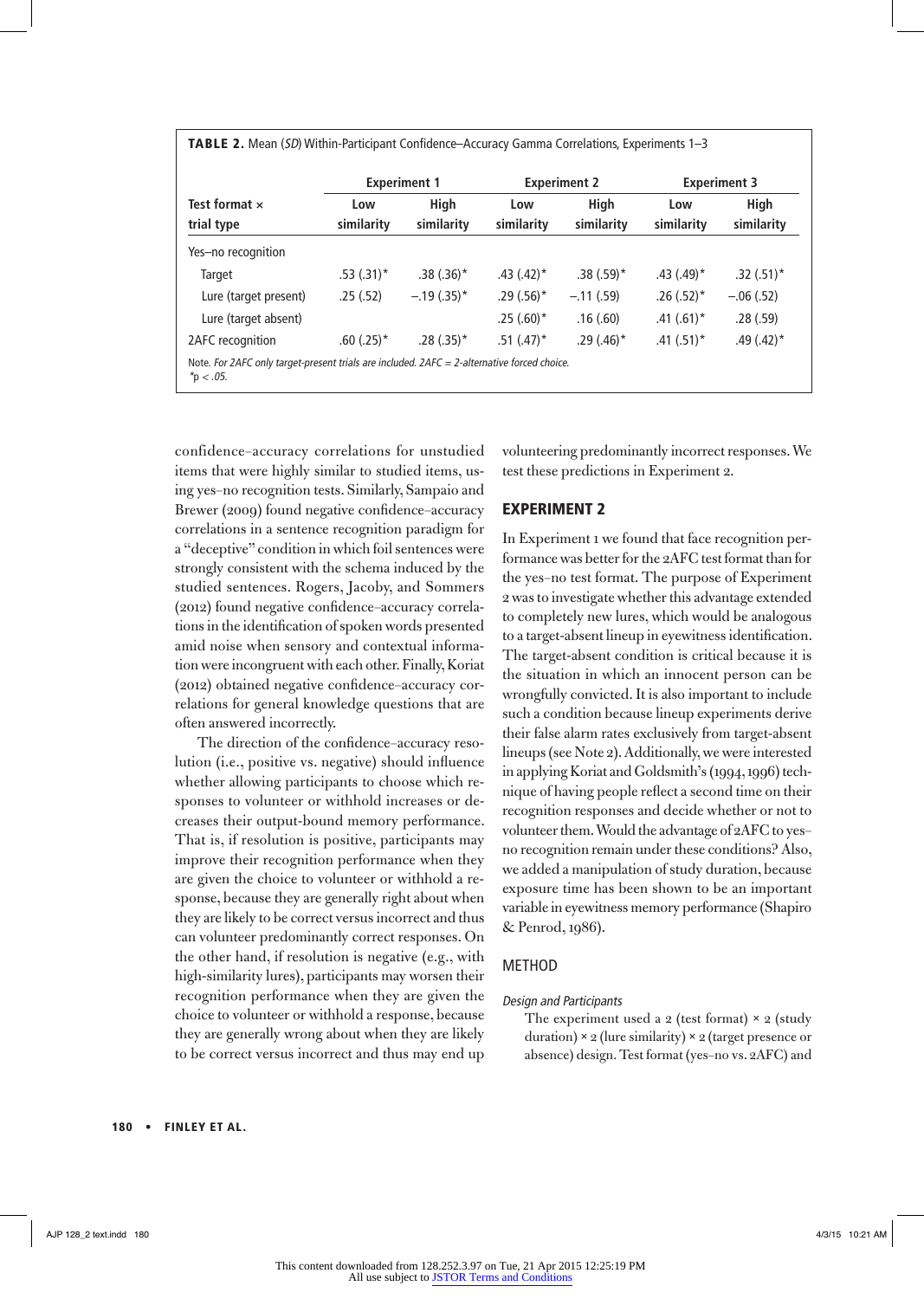**TABLE 2.** Mean (*SD*) Within-Participant Confidence–Accuracy Gamma Correlations, Experiments 1–3

| Test format × trial type | Experiment 1 | | Experiment 2 | | Experiment 3 | |
|---|---|---|---|---|---|---|
| | Low similarity | High similarity | Low similarity | High similarity | Low similarity | High similarity |
| Yes–no recognition | | | | | | |
| Target | .53 (.31)* | .38 (.36)* | .43 (.42)* | .38 (.59)* | .43 (.49)* | .32 (.51)* |
| Lure (target present) | .25 (.52) | −.19 (.35)* | .29 (.56)* | −.11 (.59) | .26 (.52)* | −.06 (.52) |
| Lure (target absent) | | | .25 (.60)* | .16 (.60) | .41 (.61)* | .28 (.59) |
| 2AFC recognition | .60 (.25)* | .28 (.35)* | .51 (.47)* | .29 (.46)* | .41 (.51)* | .49 (.42)* |

Note. *For 2AFC only target-present trials are included. 2AFC = 2-alternative forced choice.*
*$p < .05$.

confidence–accuracy correlations for unstudied items that were highly similar to studied items, using yes–no recognition tests. Similarly, Sampaio and Brewer (2009) found negative confidence–accuracy correlations in a sentence recognition paradigm for a "deceptive" condition in which foil sentences were strongly consistent with the schema induced by the studied sentences. Rogers, Jacoby, and Sommers (2012) found negative confidence–accuracy correlations in the identification of spoken words presented amid noise when sensory and contextual information were incongruent with each other. Finally, Koriat (2012) obtained negative confidence–accuracy correlations for general knowledge questions that are often answered incorrectly.

The direction of the confidence–accuracy resolution (i.e., positive vs. negative) should influence whether allowing participants to choose which responses to volunteer or withhold increases or decreases their output-bound memory performance. That is, if resolution is positive, participants may improve their recognition performance when they are given the choice to volunteer or withhold a response, because they are generally right about when they are likely to be correct versus incorrect and thus can volunteer predominantly correct responses. On the other hand, if resolution is negative (e.g., with high-similarity lures), participants may worsen their recognition performance when they are given the choice to volunteer or withhold a response, because they are generally wrong about when they are likely to be correct versus incorrect and thus may end up volunteering predominantly incorrect responses. We test these predictions in Experiment 2.

## EXPERIMENT 2

In Experiment 1 we found that face recognition performance was better for the 2AFC test format than for the yes–no test format. The purpose of Experiment 2 was to investigate whether this advantage extended to completely new lures, which would be analogous to a target-absent lineup in eyewitness identification. The target-absent condition is critical because it is the situation in which an innocent person can be wrongfully convicted. It is also important to include such a condition because lineup experiments derive their false alarm rates exclusively from target-absent lineups (see Note 2). Additionally, we were interested in applying Koriat and Goldsmith's (1994, 1996) technique of having people reflect a second time on their recognition responses and decide whether or not to volunteer them. Would the advantage of 2AFC to yes–no recognition remain under these conditions? Also, we added a manipulation of study duration, because exposure time has been shown to be an important variable in eyewitness memory performance (Shapiro & Penrod, 1986).

### METHOD

#### *Design and Participants*

The experiment used a 2 (test format) × 2 (study duration) × 2 (lure similarity) × 2 (target presence or absence) design. Test format (yes–no vs. 2AFC) and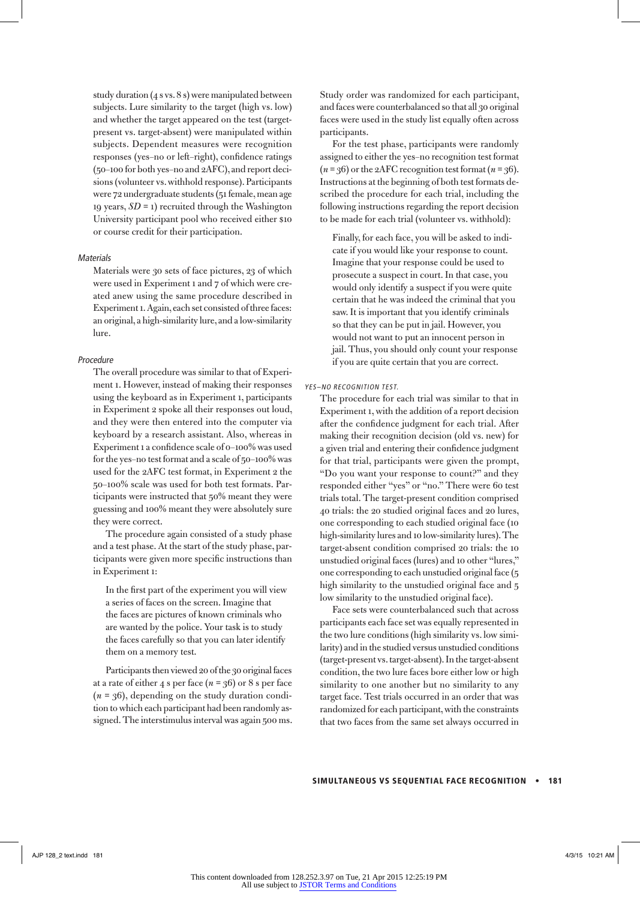study duration (4 s vs. 8 s) were manipulated between subjects. Lure similarity to the target (high vs. low) and whether the target appeared on the test (target-present vs. target-absent) were manipulated within subjects. Dependent measures were recognition responses (yes–no or left–right), confidence ratings (50–100 for both yes–no and 2AFC), and report decisions (volunteer vs. withhold response). Participants were 72 undergraduate students (51 female, mean age 19 years, $SD = 1$) recruited through the Washington University participant pool who received either $10 or course credit for their participation.

### Materials

Materials were 30 sets of face pictures, 23 of which were used in Experiment 1 and 7 of which were created anew using the same procedure described in Experiment 1. Again, each set consisted of three faces: an original, a high-similarity lure, and a low-similarity lure.

### Procedure

The overall procedure was similar to that of Experiment 1. However, instead of making their responses using the keyboard as in Experiment 1, participants in Experiment 2 spoke all their responses out loud, and they were then entered into the computer via keyboard by a research assistant. Also, whereas in Experiment 1 a confidence scale of 0–100% was used for the yes–no test format and a scale of 50–100% was used for the 2AFC test format, in Experiment 2 the 50–100% scale was used for both test formats. Participants were instructed that 50% meant they were guessing and 100% meant they were absolutely sure they were correct.

The procedure again consisted of a study phase and a test phase. At the start of the study phase, participants were given more specific instructions than in Experiment 1:

> In the first part of the experiment you will view a series of faces on the screen. Imagine that the faces are pictures of known criminals who are wanted by the police. Your task is to study the faces carefully so that you can later identify them on a memory test.

Participants then viewed 20 of the 30 original faces at a rate of either 4 s per face ($n = 36$) or 8 s per face ($n = 36$), depending on the study duration condition to which each participant had been randomly assigned. The interstimulus interval was again 500 ms. Study order was randomized for each participant, and faces were counterbalanced so that all 30 original faces were used in the study list equally often across participants.

For the test phase, participants were randomly assigned to either the yes–no recognition test format ($n = 36$) or the 2AFC recognition test format ($n = 36$). Instructions at the beginning of both test formats described the procedure for each trial, including the following instructions regarding the report decision to be made for each trial (volunteer vs. withhold):

> Finally, for each face, you will be asked to indicate if you would like your response to count. Imagine that your response could be used to prosecute a suspect in court. In that case, you would only identify a suspect if you were quite certain that he was indeed the criminal that you saw. It is important that you identify criminals so that they can be put in jail. However, you would not want to put an innocent person in jail. Thus, you should only count your response if you are quite certain that you are correct.

#### YES–NO RECOGNITION TEST.

The procedure for each trial was similar to that in Experiment 1, with the addition of a report decision after the confidence judgment for each trial. After making their recognition decision (old vs. new) for a given trial and entering their confidence judgment for that trial, participants were given the prompt, "Do you want your response to count?" and they responded either "yes" or "no." There were 60 test trials total. The target-present condition comprised 40 trials: the 20 studied original faces and 20 lures, one corresponding to each studied original face (10 high-similarity lures and 10 low-similarity lures). The target-absent condition comprised 20 trials: the 10 unstudied original faces (lures) and 10 other "lures," one corresponding to each unstudied original face (5 high similarity to the unstudied original face and 5 low similarity to the unstudied original face).

Face sets were counterbalanced such that across participants each face set was equally represented in the two lure conditions (high similarity vs. low similarity) and in the studied versus unstudied conditions (target-present vs. target-absent). In the target-absent condition, the two lure faces bore either low or high similarity to one another but no similarity to any target face. Test trials occurred in an order that was randomized for each participant, with the constraints that two faces from the same set always occurred in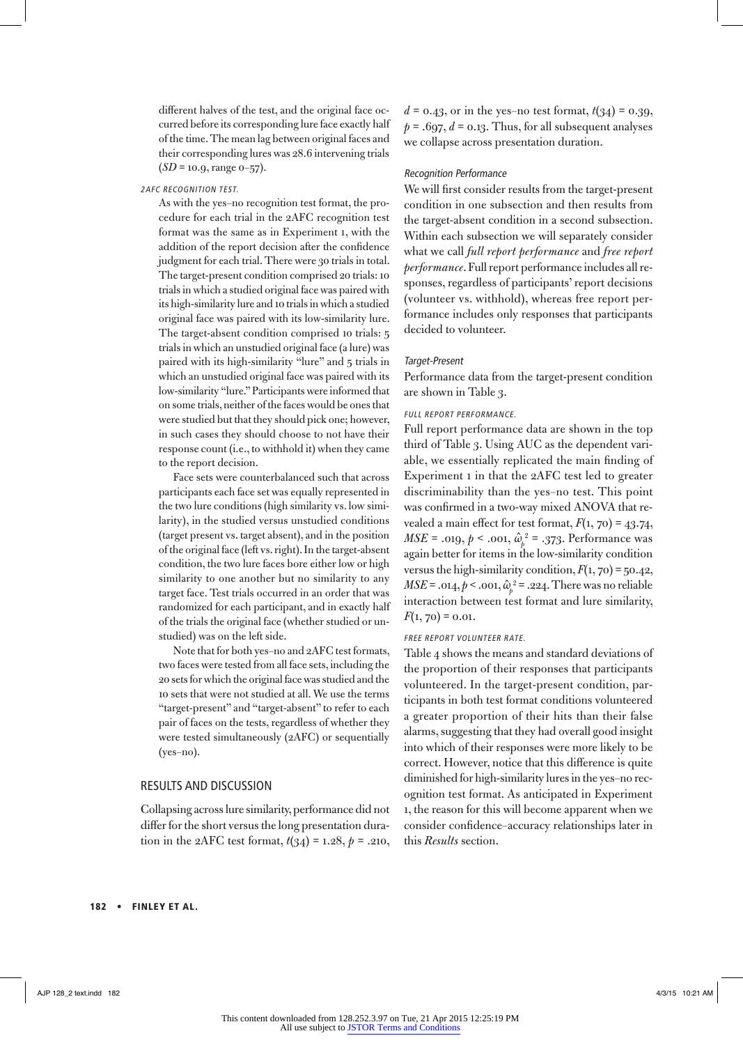different halves of the test, and the original face occurred before its corresponding lure face exactly half of the time. The mean lag between original faces and their corresponding lures was 28.6 intervening trials ($SD$ = 10.9, range 0–57).

#### 2AFC RECOGNITION TEST.

As with the yes–no recognition test format, the procedure for each trial in the 2AFC recognition test format was the same as in Experiment 1, with the addition of the report decision after the confidence judgment for each trial. There were 30 trials in total. The target-present condition comprised 20 trials: 10 trials in which a studied original face was paired with its high-similarity lure and 10 trials in which a studied original face was paired with its low-similarity lure. The target-absent condition comprised 10 trials: 5 trials in which an unstudied original face (a lure) was paired with its high-similarity "lure" and 5 trials in which an unstudied original face was paired with its low-similarity "lure." Participants were informed that on some trials, neither of the faces would be ones that were studied but that they should pick one; however, in such cases they should choose to not have their response count (i.e., to withhold it) when they came to the report decision.

Face sets were counterbalanced such that across participants each face set was equally represented in the two lure conditions (high similarity vs. low similarity), in the studied versus unstudied conditions (target present vs. target absent), and in the position of the original face (left vs. right). In the target-absent condition, the two lure faces bore either low or high similarity to one another but no similarity to any target face. Test trials occurred in an order that was randomized for each participant, and in exactly half of the trials the original face (whether studied or unstudied) was on the left side.

Note that for both yes–no and 2AFC test formats, two faces were tested from all face sets, including the 20 sets for which the original face was studied and the 10 sets that were not studied at all. We use the terms "target-present" and "target-absent" to refer to each pair of faces on the tests, regardless of whether they were tested simultaneously (2AFC) or sequentially (yes–no).

## RESULTS AND DISCUSSION

Collapsing across lure similarity, performance did not differ for the short versus the long presentation duration in the 2AFC test format, $t(34) = 1.28$, $p = .210$, $d = 0.43$, or in the yes–no test format, $t(34) = 0.39$, $p = .697$, $d = 0.13$. Thus, for all subsequent analyses we collapse across presentation duration.

### Recognition Performance

We will first consider results from the target-present condition in one subsection and then results from the target-absent condition in a second subsection. Within each subsection we will separately consider what we call *full report performance* and *free report performance*. Full report performance includes all responses, regardless of participants' report decisions (volunteer vs. withhold), whereas free report performance includes only responses that participants decided to volunteer.

### Target-Present

Performance data from the target-present condition are shown in Table 3.

#### FULL REPORT PERFORMANCE.

Full report performance data are shown in the top third of Table 3. Using AUC as the dependent variable, we essentially replicated the main finding of Experiment 1 in that the 2AFC test led to greater discriminability than the yes–no test. This point was confirmed in a two-way mixed ANOVA that revealed a main effect for test format, $F(1, 70) = 43.74$, $MSE = .019$, $p < .001$, $\hat{\omega}_p^2 = .373$. Performance was again better for items in the low-similarity condition versus the high-similarity condition, $F(1, 70) = 50.42$, $MSE = .014$, $p < .001$, $\hat{\omega}_p^2 = .224$. There was no reliable interaction between test format and lure similarity, $F(1, 70) = 0.01$.

#### FREE REPORT VOLUNTEER RATE.

Table 4 shows the means and standard deviations of the proportion of their responses that participants volunteered. In the target-present condition, participants in both test format conditions volunteered a greater proportion of their hits than their false alarms, suggesting that they had overall good insight into which of their responses were more likely to be correct. However, notice that this difference is quite diminished for high-similarity lures in the yes–no recognition test format. As anticipated in Experiment 1, the reason for this will become apparent when we consider confidence–accuracy relationships later in this *Results* section.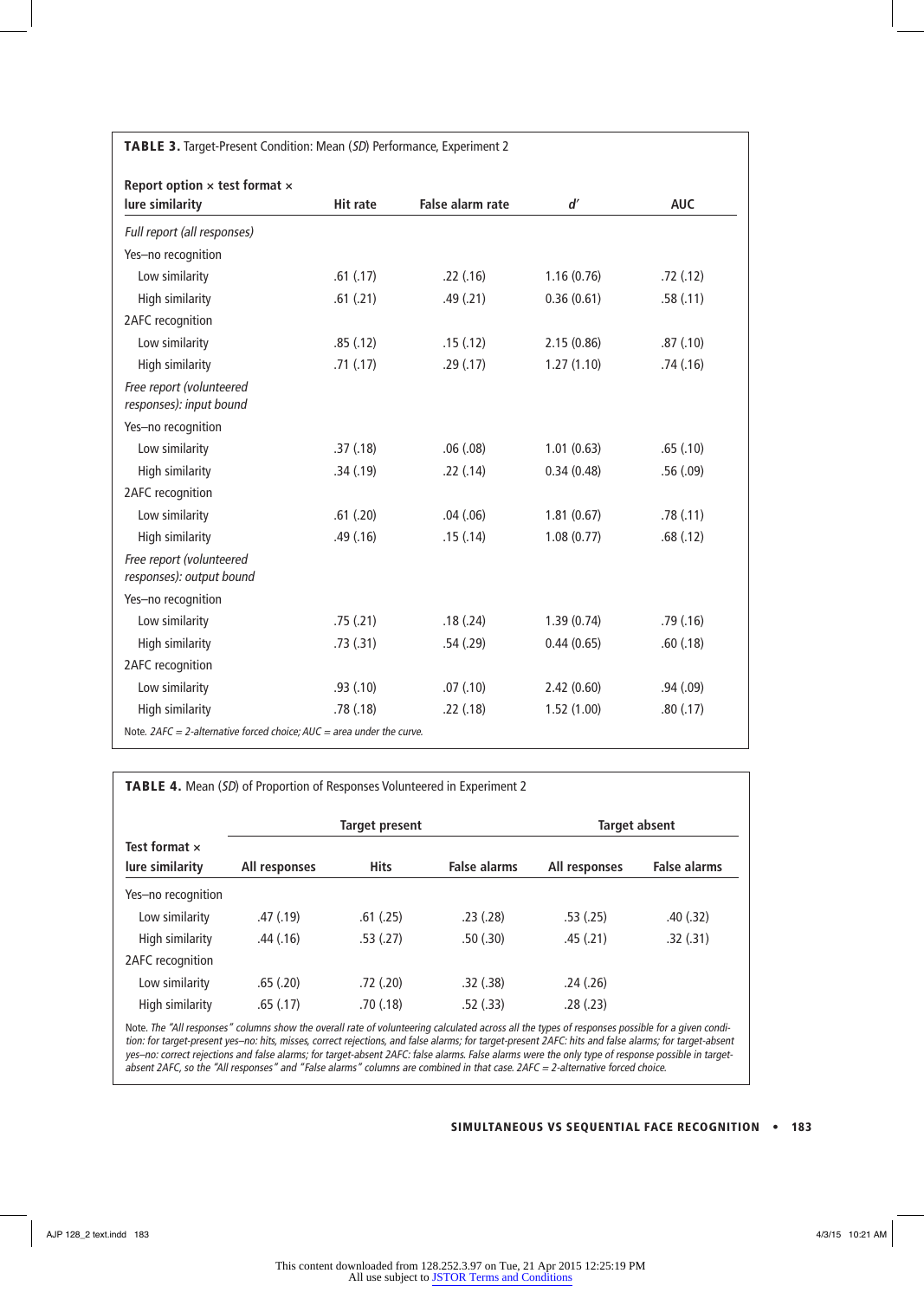**TABLE 3.** Target-Present Condition: Mean (*SD*) Performance, Experiment 2

| Report option × test format × lure similarity | Hit rate | False alarm rate | $d'$ | AUC |
|---|---|---|---|---|
| *Full report (all responses)* | | | | |
| Yes–no recognition | | | | |
| Low similarity | .61 (.17) | .22 (.16) | 1.16 (0.76) | .72 (.12) |
| High similarity | .61 (.21) | .49 (.21) | 0.36 (0.61) | .58 (.11) |
| 2AFC recognition | | | | |
| Low similarity | .85 (.12) | .15 (.12) | 2.15 (0.86) | .87 (.10) |
| High similarity | .71 (.17) | .29 (.17) | 1.27 (1.10) | .74 (.16) |
| *Free report (volunteered responses): input bound* | | | | |
| Yes–no recognition | | | | |
| Low similarity | .37 (.18) | .06 (.08) | 1.01 (0.63) | .65 (.10) |
| High similarity | .34 (.19) | .22 (.14) | 0.34 (0.48) | .56 (.09) |
| 2AFC recognition | | | | |
| Low similarity | .61 (.20) | .04 (.06) | 1.81 (0.67) | .78 (.11) |
| High similarity | .49 (.16) | .15 (.14) | 1.08 (0.77) | .68 (.12) |
| *Free report (volunteered responses): output bound* | | | | |
| Yes–no recognition | | | | |
| Low similarity | .75 (.21) | .18 (.24) | 1.39 (0.74) | .79 (.16) |
| High similarity | .73 (.31) | .54 (.29) | 0.44 (0.65) | .60 (.18) |
| 2AFC recognition | | | | |
| Low similarity | .93 (.10) | .07 (.10) | 2.42 (0.60) | .94 (.09) |
| High similarity | .78 (.18) | .22 (.18) | 1.52 (1.00) | .80 (.17) |

Note. *2AFC = 2-alternative forced choice; AUC = area under the curve.*

**TABLE 4.** Mean (*SD*) of Proportion of Responses Volunteered in Experiment 2

| Test format × lure similarity | Target present | | | Target absent | |
|---|---|---|---|---|---|
| | All responses | Hits | False alarms | All responses | False alarms |
| Yes–no recognition | | | | | |
| Low similarity | .47 (.19) | .61 (.25) | .23 (.28) | .53 (.25) | .40 (.32) |
| High similarity | .44 (.16) | .53 (.27) | .50 (.30) | .45 (.21) | .32 (.31) |
| 2AFC recognition | | | | | |
| Low similarity | .65 (.20) | .72 (.20) | .32 (.38) | .24 (.26) | |
| High similarity | .65 (.17) | .70 (.18) | .52 (.33) | .28 (.23) | |

Note. *The "All responses" columns show the overall rate of volunteering calculated across all the types of responses possible for a given condition: for target-present yes–no: hits, misses, correct rejections, and false alarms; for target-present 2AFC: hits and false alarms; for target-absent yes–no: correct rejections and false alarms; for target-absent 2AFC: false alarms. False alarms were the only type of response possible in target-absent 2AFC, so the "All responses" and "False alarms" columns are combined in that case. 2AFC = 2-alternative forced choice.*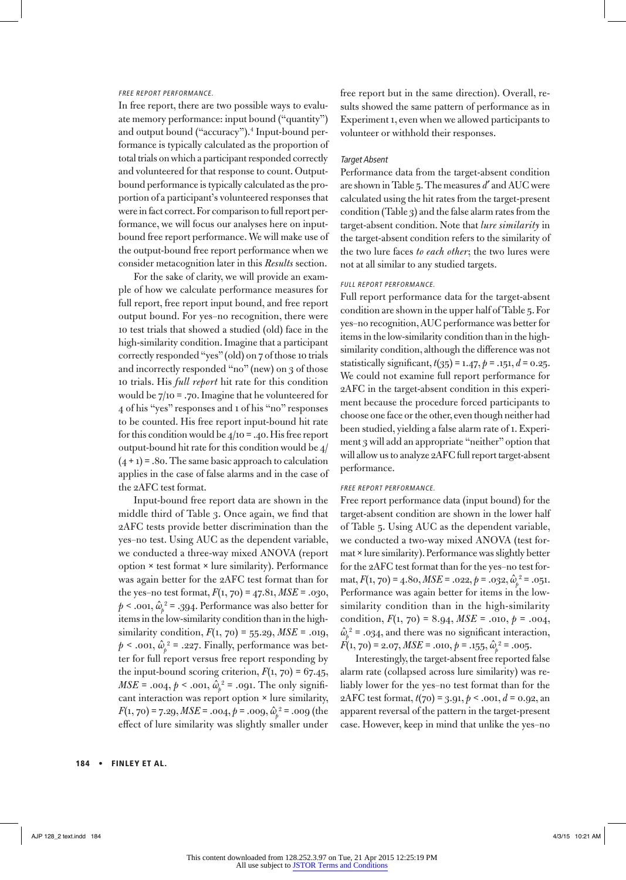#### FREE REPORT PERFORMANCE.

In free report, there are two possible ways to evaluate memory performance: input bound ("quantity") and output bound ("accuracy").[4] Input-bound performance is typically calculated as the proportion of total trials on which a participant responded correctly and volunteered for that response to count. Output-bound performance is typically calculated as the proportion of a participant's volunteered responses that were in fact correct. For comparison to full report performance, we will focus our analyses here on input-bound free report performance. We will make use of the output-bound free report performance when we consider metacognition later in this *Results* section.

For the sake of clarity, we will provide an example of how we calculate performance measures for full report, free report input bound, and free report output bound. For yes–no recognition, there were 10 test trials that showed a studied (old) face in the high-similarity condition. Imagine that a participant correctly responded "yes" (old) on 7 of those 10 trials and incorrectly responded "no" (new) on 3 of those 10 trials. His *full report* hit rate for this condition would be 7/10 = .70. Imagine that he volunteered for 4 of his "yes" responses and 1 of his "no" responses to be counted. His free report input-bound hit rate for this condition would be 4/10 = .40. His free report output-bound hit rate for this condition would be 4/(4 + 1) = .80. The same basic approach to calculation applies in the case of false alarms and in the case of the 2AFC test format.

Input-bound free report data are shown in the middle third of Table 3. Once again, we find that 2AFC tests provide better discrimination than the yes–no test. Using AUC as the dependent variable, we conducted a three-way mixed ANOVA (report option × test format × lure similarity). Performance was again better for the 2AFC test format than for the yes–no test format, $F(1, 70) = 47.81$, $MSE = .030$, $p < .001$, $\hat{\omega}_p^2 = .394$. Performance was also better for items in the low-similarity condition than in the high-similarity condition, $F(1, 70) = 55.29$, $MSE = .019$, $p < .001$, $\hat{\omega}_p^2 = .227$. Finally, performance was better for full report versus free report responding by the input-bound scoring criterion, $F(1, 70) = 67.45$, $MSE = .004$, $p < .001$, $\hat{\omega}_p^2 = .091$. The only significant interaction was report option × lure similarity, $F(1, 70) = 7.29$, $MSE = .004$, $p = .009$, $\hat{\omega}_p^2 = .009$ (the effect of lure similarity was slightly smaller under free report but in the same direction). Overall, results showed the same pattern of performance as in Experiment 1, even when we allowed participants to volunteer or withhold their responses.

### Target Absent

Performance data from the target-absent condition are shown in Table 5. The measures $d'$ and AUC were calculated using the hit rates from the target-present condition (Table 3) and the false alarm rates from the target-absent condition. Note that *lure similarity* in the target-absent condition refers to the similarity of the two lure faces *to each other*; the two lures were not at all similar to any studied targets.

#### FULL REPORT PERFORMANCE.

Full report performance data for the target-absent condition are shown in the upper half of Table 5. For yes–no recognition, AUC performance was better for items in the low-similarity condition than in the high-similarity condition, although the difference was not statistically significant, $t(35) = 1.47$, $p = .151$, $d = 0.25$. We could not examine full report performance for 2AFC in the target-absent condition in this experiment because the procedure forced participants to choose one face or the other, even though neither had been studied, yielding a false alarm rate of 1. Experiment 3 will add an appropriate "neither" option that will allow us to analyze 2AFC full report target-absent performance.

#### FREE REPORT PERFORMANCE.

Free report performance data (input bound) for the target-absent condition are shown in the lower half of Table 5. Using AUC as the dependent variable, we conducted a two-way mixed ANOVA (test format × lure similarity). Performance was slightly better for the 2AFC test format than for the yes–no test format, $F(1, 70) = 4.80$, $MSE = .022$, $p = .032$, $\hat{\omega}_p^2 = .051$. Performance was again better for items in the low-similarity condition than in the high-similarity condition, $F(1, 70) = 8.94$, $MSE = .010$, $p = .004$, $\hat{\omega}_p^2 = .034$, and there was no significant interaction, $F(1, 70) = 2.07$, $MSE = .010$, $p = .155$, $\hat{\omega}_p^2 = .005$.

Interestingly, the target-absent free reported false alarm rate (collapsed across lure similarity) was reliably lower for the yes–no test format than for the 2AFC test format, $t(70) = 3.91$, $p < .001$, $d = 0.92$, an apparent reversal of the pattern in the target-present case. However, keep in mind that unlike the yes–no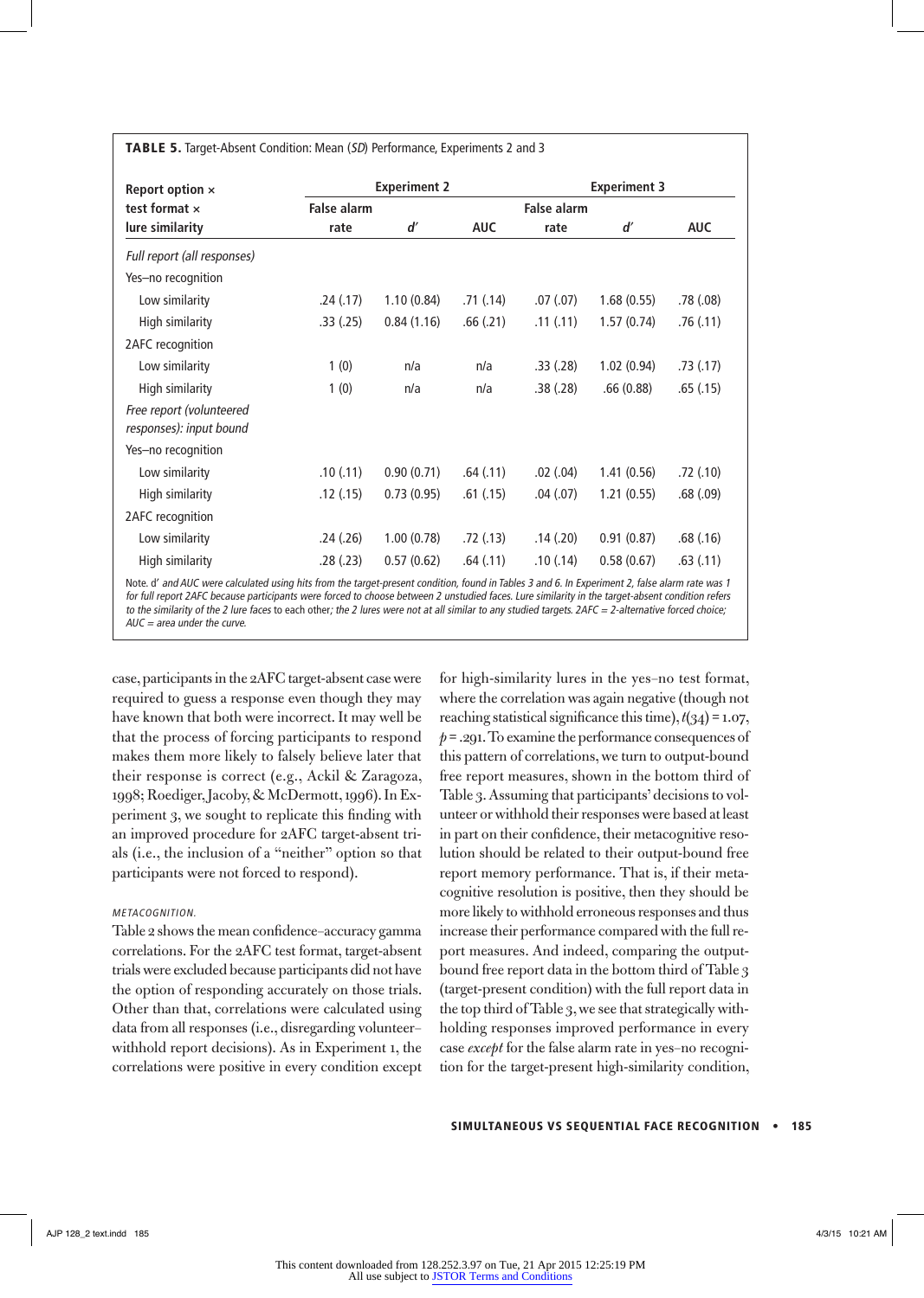**TABLE 5.** Target-Absent Condition: Mean (*SD*) Performance, Experiments 2 and 3

| Report option × test format × lure similarity | Experiment 2 | | | Experiment 3 | | |
|---|---|---|---|---|---|---|
| | False alarm rate | *d′* | AUC | False alarm rate | *d′* | AUC |
| *Full report (all responses)* | | | | | | |
| Yes–no recognition | | | | | | |
| Low similarity | .24 (.17) | 1.10 (0.84) | .71 (.14) | .07 (.07) | 1.68 (0.55) | .78 (.08) |
| High similarity | .33 (.25) | 0.84 (1.16) | .66 (.21) | .11 (.11) | 1.57 (0.74) | .76 (.11) |
| 2AFC recognition | | | | | | |
| Low similarity | 1 (0) | n/a | n/a | .33 (.28) | 1.02 (0.94) | .73 (.17) |
| High similarity | 1 (0) | n/a | n/a | .38 (.28) | .66 (0.88) | .65 (.15) |
| *Free report (volunteered responses): input bound* | | | | | | |
| Yes–no recognition | | | | | | |
| Low similarity | .10 (.11) | 0.90 (0.71) | .64 (.11) | .02 (.04) | 1.41 (0.56) | .72 (.10) |
| High similarity | .12 (.15) | 0.73 (0.95) | .61 (.15) | .04 (.07) | 1.21 (0.55) | .68 (.09) |
| 2AFC recognition | | | | | | |
| Low similarity | .24 (.26) | 1.00 (0.78) | .72 (.13) | .14 (.20) | 0.91 (0.87) | .68 (.16) |
| High similarity | .28 (.23) | 0.57 (0.62) | .64 (.11) | .10 (.14) | 0.58 (0.67) | .63 (.11) |

*Note. d′ and AUC were calculated using hits from the target-present condition, found in Tables 3 and 6. In Experiment 2, false alarm rate was 1 for full report 2AFC because participants were forced to choose between 2 unstudied faces. Lure similarity in the target-absent condition refers to the similarity of the 2 lure faces to each other; the 2 lures were not at all similar to any studied targets. 2AFC = 2-alternative forced choice; AUC = area under the curve.*

case, participants in the 2AFC target-absent case were required to guess a response even though they may have known that both were incorrect. It may well be that the process of forcing participants to respond makes them more likely to falsely believe later that their response is correct (e.g., Ackil & Zaragoza, 1998; Roediger, Jacoby, & McDermott, 1996). In Experiment 3, we sought to replicate this finding with an improved procedure for 2AFC target-absent trials (i.e., the inclusion of a "neither" option so that participants were not forced to respond).

###### METACOGNITION.

Table 2 shows the mean confidence–accuracy gamma correlations. For the 2AFC test format, target-absent trials were excluded because participants did not have the option of responding accurately on those trials. Other than that, correlations were calculated using data from all responses (i.e., disregarding volunteer–withhold report decisions). As in Experiment 1, the correlations were positive in every condition except for high-similarity lures in the yes–no test format, where the correlation was again negative (though not reaching statistical significance this time), $t(34) = 1.07$, $p = .291$. To examine the performance consequences of this pattern of correlations, we turn to output-bound free report measures, shown in the bottom third of Table 3. Assuming that participants' decisions to volunteer or withhold their responses were based at least in part on their confidence, their metacognitive resolution should be related to their output-bound free report memory performance. That is, if their metacognitive resolution is positive, then they should be more likely to withhold erroneous responses and thus increase their performance compared with the full report measures. And indeed, comparing the output-bound free report data in the bottom third of Table 3 (target-present condition) with the full report data in the top third of Table 3, we see that strategically withholding responses improved performance in every case *except* for the false alarm rate in yes–no recognition for the target-present high-similarity condition,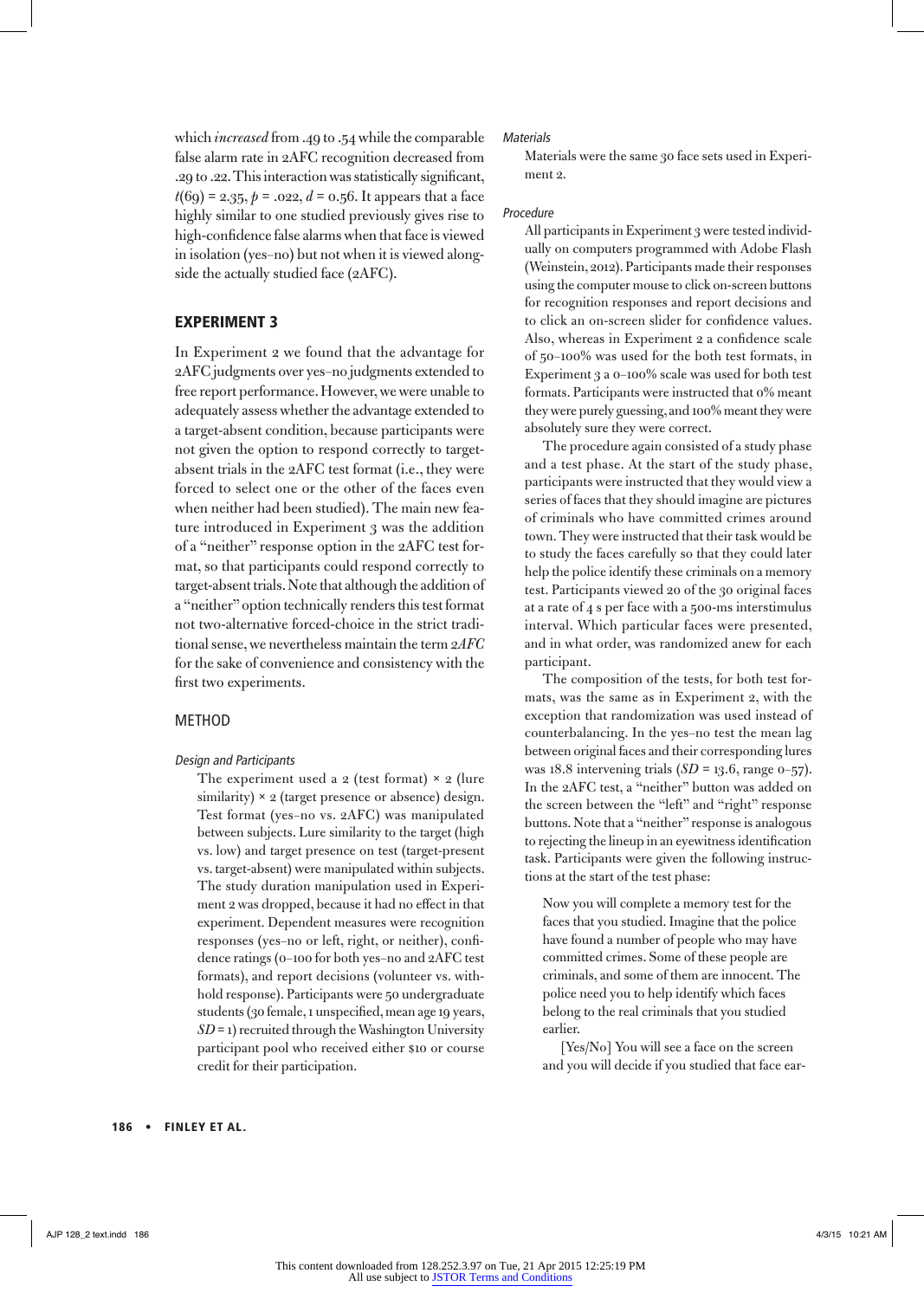which *increased* from .49 to .54 while the comparable false alarm rate in 2AFC recognition decreased from .29 to .22. This interaction was statistically significant, $t(69) = 2.35$, $p = .022$, $d = 0.56$. It appears that a face highly similar to one studied previously gives rise to high-confidence false alarms when that face is viewed in isolation (yes–no) but not when it is viewed alongside the actually studied face (2AFC).

## EXPERIMENT 3

In Experiment 2 we found that the advantage for 2AFC judgments over yes–no judgments extended to free report performance. However, we were unable to adequately assess whether the advantage extended to a target-absent condition, because participants were not given the option to respond correctly to target-absent trials in the 2AFC test format (i.e., they were forced to select one or the other of the faces even when neither had been studied). The main new feature introduced in Experiment 3 was the addition of a "neither" response option in the 2AFC test format, so that participants could respond correctly to target-absent trials. Note that although the addition of a "neither" option technically renders this test format not two-alternative forced-choice in the strict traditional sense, we nevertheless maintain the term *2AFC* for the sake of convenience and consistency with the first two experiments.

### METHOD

#### *Design and Participants*

The experiment used a 2 (test format) × 2 (lure similarity) × 2 (target presence or absence) design. Test format (yes–no vs. 2AFC) was manipulated between subjects. Lure similarity to the target (high vs. low) and target presence on test (target-present vs. target-absent) were manipulated within subjects. The study duration manipulation used in Experiment 2 was dropped, because it had no effect in that experiment. Dependent measures were recognition responses (yes–no or left, right, or neither), confidence ratings (0–100 for both yes–no and 2AFC test formats), and report decisions (volunteer vs. withhold response). Participants were 50 undergraduate students (30 female, 1 unspecified, mean age 19 years, $SD = 1$) recruited through the Washington University participant pool who received either $10 or course credit for their participation.

#### *Materials*

Materials were the same 30 face sets used in Experiment 2.

#### *Procedure*

All participants in Experiment 3 were tested individually on computers programmed with Adobe Flash (Weinstein, 2012). Participants made their responses using the computer mouse to click on-screen buttons for recognition responses and report decisions and to click an on-screen slider for confidence values. Also, whereas in Experiment 2 a confidence scale of 50–100% was used for the both test formats, in Experiment 3 a 0–100% scale was used for both test formats. Participants were instructed that 0% meant they were purely guessing, and 100% meant they were absolutely sure they were correct.

The procedure again consisted of a study phase and a test phase. At the start of the study phase, participants were instructed that they would view a series of faces that they should imagine are pictures of criminals who have committed crimes around town. They were instructed that their task would be to study the faces carefully so that they could later help the police identify these criminals on a memory test. Participants viewed 20 of the 30 original faces at a rate of 4 s per face with a 500-ms interstimulus interval. Which particular faces were presented, and in what order, was randomized anew for each participant.

The composition of the tests, for both test formats, was the same as in Experiment 2, with the exception that randomization was used instead of counterbalancing. In the yes–no test the mean lag between original faces and their corresponding lures was 18.8 intervening trials ($SD = 13.6$, range 0–57). In the 2AFC test, a "neither" button was added on the screen between the "left" and "right" response buttons. Note that a "neither" response is analogous to rejecting the lineup in an eyewitness identification task. Participants were given the following instructions at the start of the test phase:

> Now you will complete a memory test for the faces that you studied. Imagine that the police have found a number of people who may have committed crimes. Some of these people are criminals, and some of them are innocent. The police need you to help identify which faces belong to the real criminals that you studied earlier.
>
> [Yes/No] You will see a face on the screen and you will decide if you studied that face ear-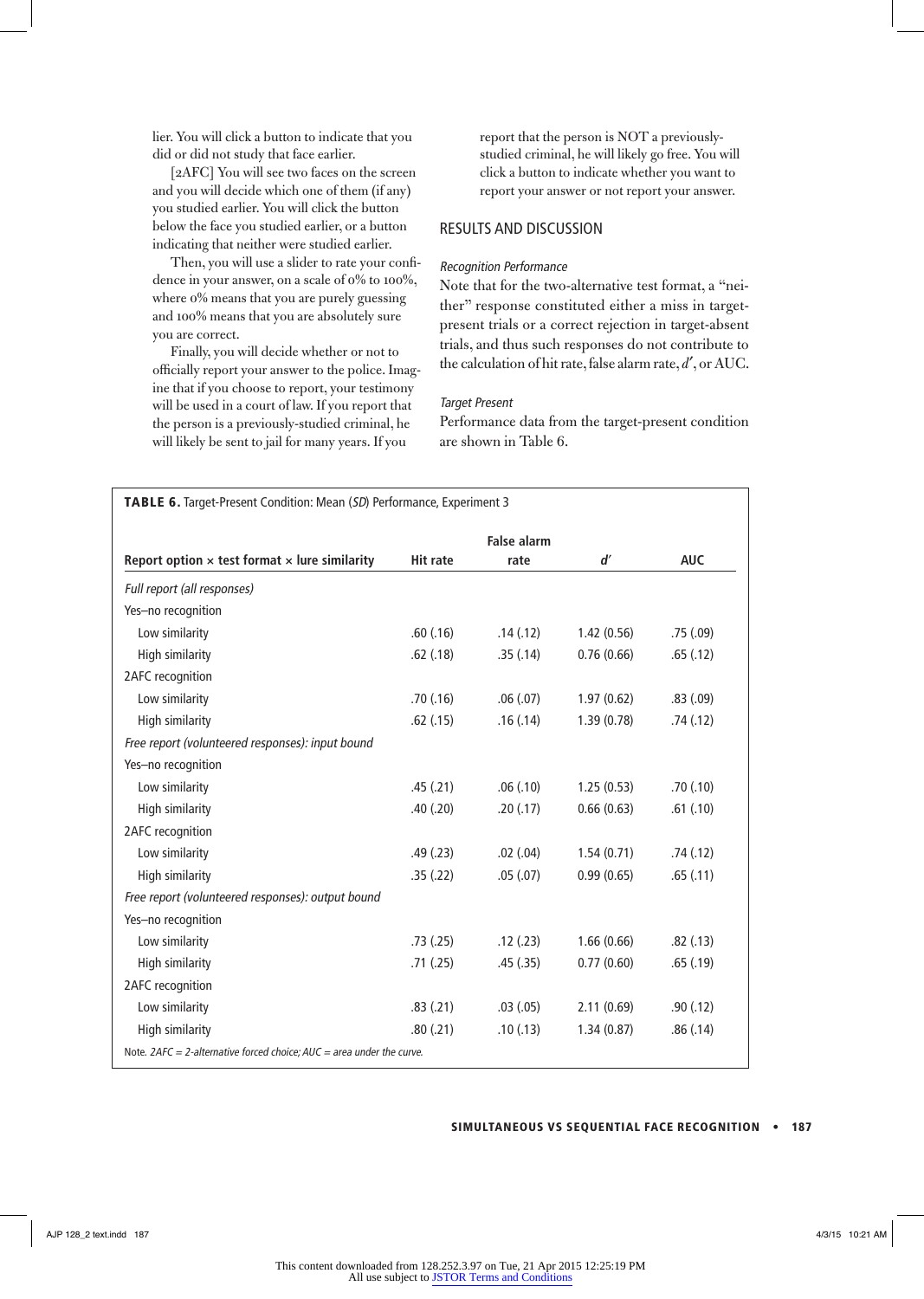lier. You will click a button to indicate that you did or did not study that face earlier.

[2AFC] You will see two faces on the screen and you will decide which one of them (if any) you studied earlier. You will click the button below the face you studied earlier, or a button indicating that neither were studied earlier.

Then, you will use a slider to rate your confidence in your answer, on a scale of 0% to 100%, where 0% means that you are purely guessing and 100% means that you are absolutely sure you are correct.

Finally, you will decide whether or not to officially report your answer to the police. Imagine that if you choose to report, your testimony will be used in a court of law. If you report that the person is a previously-studied criminal, he will likely be sent to jail for many years. If you report that the person is NOT a previously-studied criminal, he will likely go free. You will click a button to indicate whether you want to report your answer or not report your answer.

## RESULTS AND DISCUSSION

### *Recognition Performance*

Note that for the two-alternative test format, a "neither" response constituted either a miss in target-present trials or a correct rejection in target-absent trials, and thus such responses do not contribute to the calculation of hit rate, false alarm rate, $d'$, or AUC.

### *Target Present*

Performance data from the target-present condition are shown in Table 6.

**TABLE 6.** Target-Present Condition: Mean (*SD*) Performance, Experiment 3

| Report option × test format × lure similarity | Hit rate | False alarm rate | $d'$ | AUC |
|---|---|---|---|---|
| *Full report (all responses)* | | | | |
| Yes–no recognition | | | | |
| Low similarity | .60 (.16) | .14 (.12) | 1.42 (0.56) | .75 (.09) |
| High similarity | .62 (.18) | .35 (.14) | 0.76 (0.66) | .65 (.12) |
| 2AFC recognition | | | | |
| Low similarity | .70 (.16) | .06 (.07) | 1.97 (0.62) | .83 (.09) |
| High similarity | .62 (.15) | .16 (.14) | 1.39 (0.78) | .74 (.12) |
| *Free report (volunteered responses): input bound* | | | | |
| Yes–no recognition | | | | |
| Low similarity | .45 (.21) | .06 (.10) | 1.25 (0.53) | .70 (.10) |
| High similarity | .40 (.20) | .20 (.17) | 0.66 (0.63) | .61 (.10) |
| 2AFC recognition | | | | |
| Low similarity | .49 (.23) | .02 (.04) | 1.54 (0.71) | .74 (.12) |
| High similarity | .35 (.22) | .05 (.07) | 0.99 (0.65) | .65 (.11) |
| *Free report (volunteered responses): output bound* | | | | |
| Yes–no recognition | | | | |
| Low similarity | .73 (.25) | .12 (.23) | 1.66 (0.66) | .82 (.13) |
| High similarity | .71 (.25) | .45 (.35) | 0.77 (0.60) | .65 (.19) |
| 2AFC recognition | | | | |
| Low similarity | .83 (.21) | .03 (.05) | 2.11 (0.69) | .90 (.12) |
| High similarity | .80 (.21) | .10 (.13) | 1.34 (0.87) | .86 (.14) |

Note. *2AFC = 2-alternative forced choice; AUC = area under the curve.*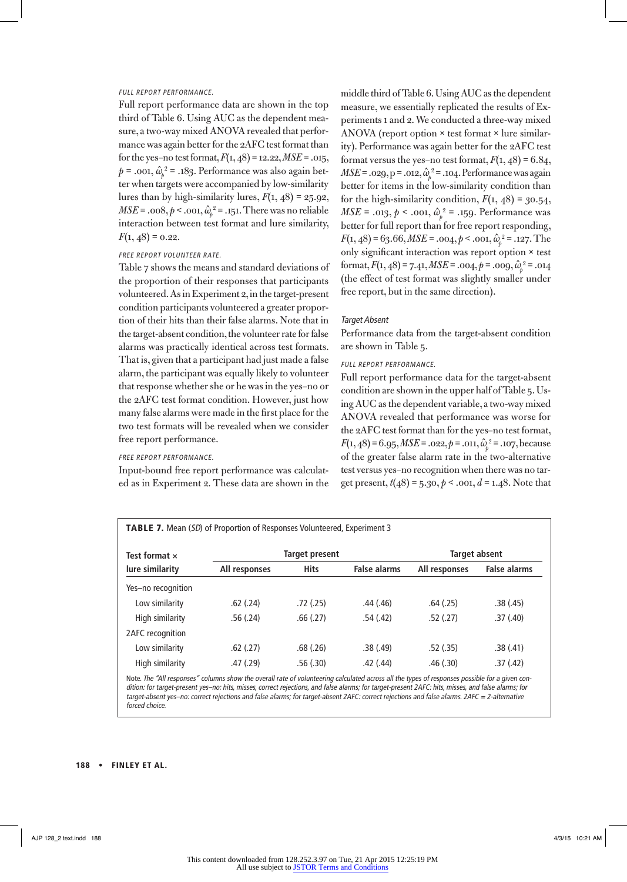##### FULL REPORT PERFORMANCE.

Full report performance data are shown in the top third of Table 6. Using AUC as the dependent measure, a two-way mixed ANOVA revealed that performance was again better for the 2AFC test format than for the yes–no test format, $F(1, 48) = 12.22$, $MSE = .015$, $p = .001$, $\hat{\omega}_p^2 = .183$. Performance was also again better when targets were accompanied by low-similarity lures than by high-similarity lures, $F(1, 48) = 25.92$, $MSE = .008$, $p < .001$, $\hat{\omega}_p^2 = .151$. There was no reliable interaction between test format and lure similarity, $F(1, 48) = 0.22$.

##### FREE REPORT VOLUNTEER RATE.

Table 7 shows the means and standard deviations of the proportion of their responses that participants volunteered. As in Experiment 2, in the target-present condition participants volunteered a greater proportion of their hits than their false alarms. Note that in the target-absent condition, the volunteer rate for false alarms was practically identical across test formats. That is, given that a participant had just made a false alarm, the participant was equally likely to volunteer that response whether she or he was in the yes–no or the 2AFC test format condition. However, just how many false alarms were made in the first place for the two test formats will be revealed when we consider free report performance.

##### FREE REPORT PERFORMANCE.

Input-bound free report performance was calculated as in Experiment 2. These data are shown in the middle third of Table 6. Using AUC as the dependent measure, we essentially replicated the results of Experiments 1 and 2. We conducted a three-way mixed ANOVA (report option × test format × lure similarity). Performance was again better for the 2AFC test format versus the yes–no test format, $F(1, 48) = 6.84$, $MSE = .029$, $p = .012$, $\hat{\omega}_p^2 = .104$. Performance was again better for items in the low-similarity condition than for the high-similarity condition, $F(1, 48) = 30.54$, $MSE = .013$, $p < .001$, $\hat{\omega}_p^2 = .159$. Performance was better for full report than for free report responding, $F(1, 48) = 63.66$, $MSE = .004$, $p < .001$, $\hat{\omega}_p^2 = .127$. The only significant interaction was report option × test format, $F(1, 48) = 7.41$, $MSE = .004$, $p = .009$, $\hat{\omega}_p^2 = .014$ (the effect of test format was slightly smaller under free report, but in the same direction).

#### Target Absent

Performance data from the target-absent condition are shown in Table 5.

##### FULL REPORT PERFORMANCE.

Full report performance data for the target-absent condition are shown in the upper half of Table 5. Using AUC as the dependent variable, a two-way mixed ANOVA revealed that performance was worse for the 2AFC test format than for the yes–no test format, $F(1, 48) = 6.95$, $MSE = .022$, $p = .011$, $\hat{\omega}_p^2 = .107$, because of the greater false alarm rate in the two-alternative test versus yes–no recognition when there was no target present, $t(48) = 5.30$, $p < .001$, $d = 1.48$. Note that

**TABLE 7.** Mean (*SD*) of Proportion of Responses Volunteered, Experiment 3

| Test format × lure similarity | Target present | | | Target absent | |
|---|---|---|---|---|---|
| | All responses | Hits | False alarms | All responses | False alarms |
| Yes–no recognition | | | | | |
| Low similarity | .62 (.24) | .72 (.25) | .44 (.46) | .64 (.25) | .38 (.45) |
| High similarity | .56 (.24) | .66 (.27) | .54 (.42) | .52 (.27) | .37 (.40) |
| 2AFC recognition | | | | | |
| Low similarity | .62 (.27) | .68 (.26) | .38 (.49) | .52 (.35) | .38 (.41) |
| High similarity | .47 (.29) | .56 (.30) | .42 (.44) | .46 (.30) | .37 (.42) |

Note. *The "All responses" columns show the overall rate of volunteering calculated across all the types of responses possible for a given condition: for target-present yes–no: hits, misses, correct rejections, and false alarms; for target-present 2AFC: hits, misses, and false alarms; for target-absent yes–no: correct rejections and false alarms; for target-absent 2AFC: correct rejections and false alarms. 2AFC = 2-alternative forced choice.*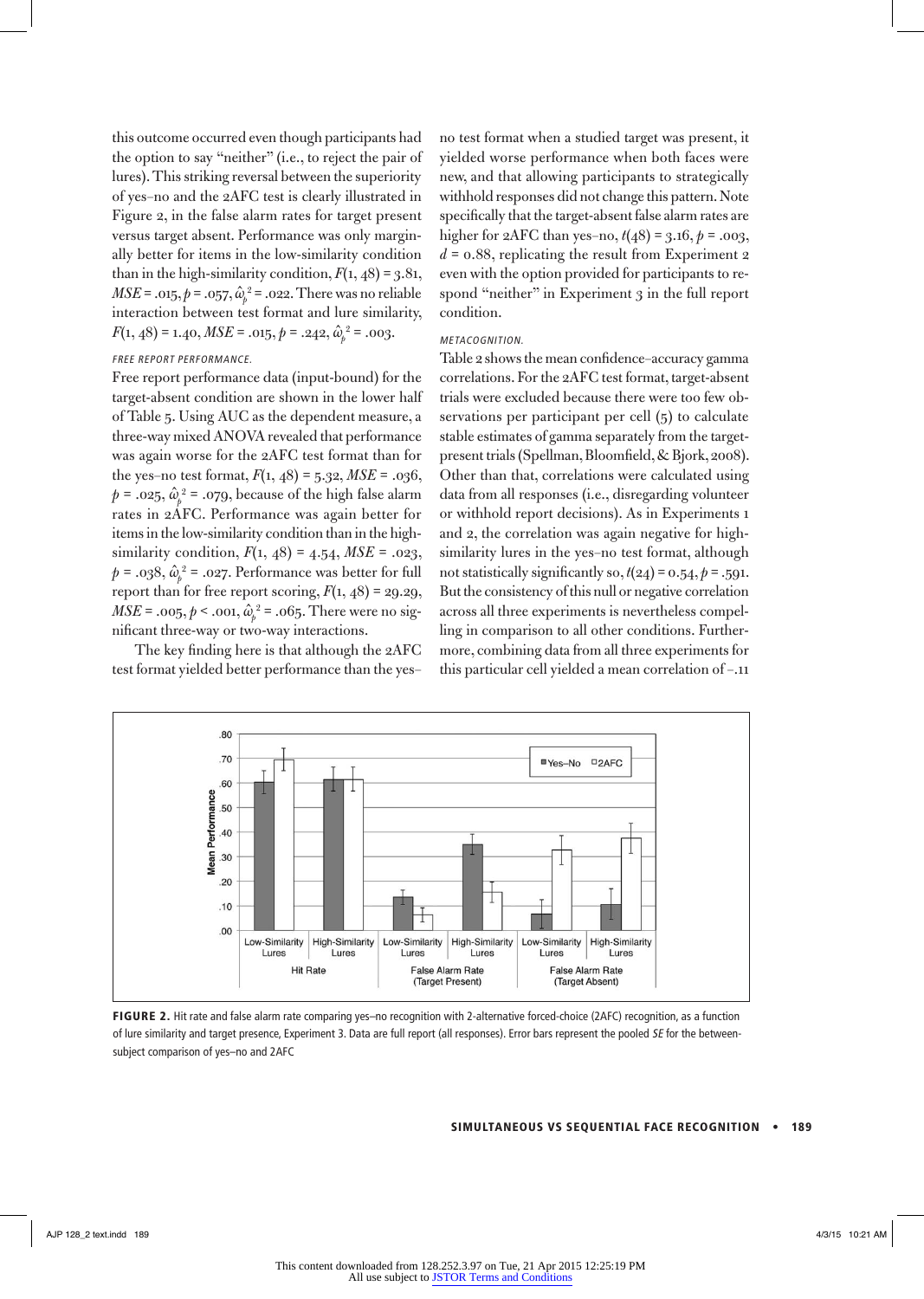this outcome occurred even though participants had the option to say "neither" (i.e., to reject the pair of lures). This striking reversal between the superiority of yes–no and the 2AFC test is clearly illustrated in Figure 2, in the false alarm rates for target present versus target absent. Performance was only marginally better for items in the low-similarity condition than in the high-similarity condition, $F(1, 48) = 3.81$, $MSE = .015$, $p = .057$, $\hat{\omega}_p^2 = .022$. There was no reliable interaction between test format and lure similarity, $F(1, 48) = 1.40$, $MSE = .015$, $p = .242$, $\hat{\omega}_p^2 = .003$.

#### FREE REPORT PERFORMANCE.

Free report performance data (input-bound) for the target-absent condition are shown in the lower half of Table 5. Using AUC as the dependent measure, a three-way mixed ANOVA revealed that performance was again worse for the 2AFC test format than for the yes–no test format, $F(1, 48) = 5.32$, $MSE = .036$, $p = .025$, $\hat{\omega}_p^2 = .079$, because of the high false alarm rates in 2AFC. Performance was again better for items in the low-similarity condition than in the high-similarity condition, $F(1, 48) = 4.54$, $MSE = .023$, $p = .038$, $\hat{\omega}_p^2 = .027$. Performance was better for full report than for free report scoring, $F(1, 48) = 29.29$, $MSE = .005$, $p < .001$, $\hat{\omega}_p^2 = .065$. There were no significant three-way or two-way interactions.

The key finding here is that although the 2AFC test format yielded better performance than the yes–no test format when a studied target was present, it yielded worse performance when both faces were new, and that allowing participants to strategically withhold responses did not change this pattern. Note specifically that the target-absent false alarm rates are higher for 2AFC than yes–no, $t(48) = 3.16$, $p = .003$, $d = 0.88$, replicating the result from Experiment 2 even with the option provided for participants to respond "neither" in Experiment 3 in the full report condition.

#### METACOGNITION.

Table 2 shows the mean confidence–accuracy gamma correlations. For the 2AFC test format, target-absent trials were excluded because there were too few observations per participant per cell (5) to calculate stable estimates of gamma separately from the target-present trials (Spellman, Bloomfield, & Bjork, 2008). Other than that, correlations were calculated using data from all responses (i.e., disregarding volunteer or withhold report decisions). As in Experiments 1 and 2, the correlation was again negative for high-similarity lures in the yes–no test format, although not statistically significantly so, $t(24) = 0.54$, $p = .591$. But the consistency of this null or negative correlation across all three experiments is nevertheless compelling in comparison to all other conditions. Furthermore, combining data from all three experiments for this particular cell yielded a mean correlation of –.11

**FIGURE 2.** Hit rate and false alarm rate comparing yes–no recognition with 2-alternative forced-choice (2AFC) recognition, as a function of lure similarity and target presence, Experiment 3. Data are full report (all responses). Error bars represent the pooled *SE* for the between-subject comparison of yes–no and 2AFC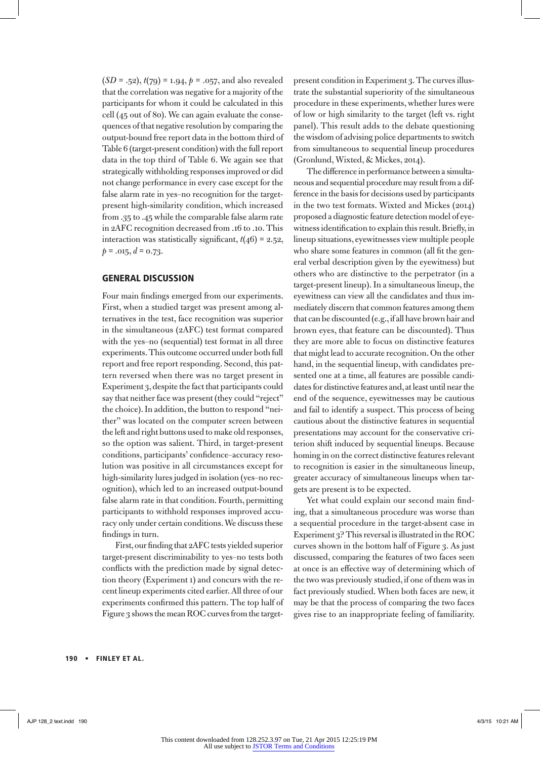($SD$ = .52), $t(79)$ = 1.94, $p$ = .057, and also revealed that the correlation was negative for a majority of the participants for whom it could be calculated in this cell (45 out of 80). We can again evaluate the consequences of that negative resolution by comparing the output-bound free report data in the bottom third of Table 6 (target-present condition) with the full report data in the top third of Table 6. We again see that strategically withholding responses improved or did not change performance in every case except for the false alarm rate in yes–no recognition for the target-present high-similarity condition, which increased from .35 to .45 while the comparable false alarm rate in 2AFC recognition decreased from .16 to .10. This interaction was statistically significant, $t(46)$ = 2.52, $p$ = .015, $d$ = 0.73.

## GENERAL DISCUSSION

Four main findings emerged from our experiments. First, when a studied target was present among alternatives in the test, face recognition was superior in the simultaneous (2AFC) test format compared with the yes–no (sequential) test format in all three experiments. This outcome occurred under both full report and free report responding. Second, this pattern reversed when there was no target present in Experiment 3, despite the fact that participants could say that neither face was present (they could "reject" the choice). In addition, the button to respond "neither" was located on the computer screen between the left and right buttons used to make old responses, so the option was salient. Third, in target-present conditions, participants' confidence–accuracy resolution was positive in all circumstances except for high-similarity lures judged in isolation (yes–no recognition), which led to an increased output-bound false alarm rate in that condition. Fourth, permitting participants to withhold responses improved accuracy only under certain conditions. We discuss these findings in turn.

First, our finding that 2AFC tests yielded superior target-present discriminability to yes–no tests both conflicts with the prediction made by signal detection theory (Experiment 1) and concurs with the recent lineup experiments cited earlier. All three of our experiments confirmed this pattern. The top half of Figure 3 shows the mean ROC curves from the target-present condition in Experiment 3. The curves illustrate the substantial superiority of the simultaneous procedure in these experiments, whether lures were of low or high similarity to the target (left vs. right panel). This result adds to the debate questioning the wisdom of advising police departments to switch from simultaneous to sequential lineup procedures (Gronlund, Wixted, & Mickes, 2014).

The difference in performance between a simultaneous and sequential procedure may result from a difference in the basis for decisions used by participants in the two test formats. Wixted and Mickes (2014) proposed a diagnostic feature detection model of eyewitness identification to explain this result. Briefly, in lineup situations, eyewitnesses view multiple people who share some features in common (all fit the general verbal description given by the eyewitness) but others who are distinctive to the perpetrator (in a target-present lineup). In a simultaneous lineup, the eyewitness can view all the candidates and thus immediately discern that common features among them that can be discounted (e.g., if all have brown hair and brown eyes, that feature can be discounted). Thus they are more able to focus on distinctive features that might lead to accurate recognition. On the other hand, in the sequential lineup, with candidates presented one at a time, all features are possible candidates for distinctive features and, at least until near the end of the sequence, eyewitnesses may be cautious and fail to identify a suspect. This process of being cautious about the distinctive features in sequential presentations may account for the conservative criterion shift induced by sequential lineups. Because homing in on the correct distinctive features relevant to recognition is easier in the simultaneous lineup, greater accuracy of simultaneous lineups when targets are present is to be expected.

Yet what could explain our second main finding, that a simultaneous procedure was worse than a sequential procedure in the target-absent case in Experiment 3? This reversal is illustrated in the ROC curves shown in the bottom half of Figure 3. As just discussed, comparing the features of two faces seen at once is an effective way of determining which of the two was previously studied, if one of them was in fact previously studied. When both faces are new, it may be that the process of comparing the two faces gives rise to an inappropriate feeling of familiarity.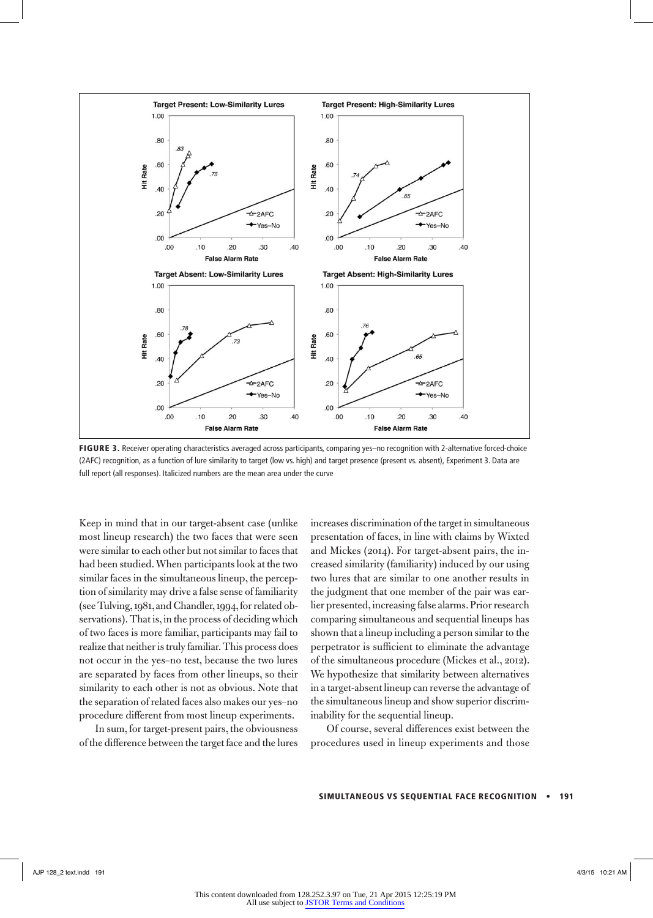FIGURE 3. Receiver operating characteristics averaged across participants, comparing yes–no recognition with 2-alternative forced-choice (2AFC) recognition, as a function of lure similarity to target (low vs. high) and target presence (present vs. absent), Experiment 3. Data are full report (all responses). Italicized numbers are the mean area under the curve

Keep in mind that in our target-absent case (unlike most lineup research) the two faces that were seen were similar to each other but not similar to faces that had been studied. When participants look at the two similar faces in the simultaneous lineup, the perception of similarity may drive a false sense of familiarity (see Tulving, 1981, and Chandler, 1994, for related observations). That is, in the process of deciding which of two faces is more familiar, participants may fail to realize that neither is truly familiar. This process does not occur in the yes–no test, because the two lures are separated by faces from other lineups, so their similarity to each other is not as obvious. Note that the separation of related faces also makes our yes–no procedure different from most lineup experiments.

In sum, for target-present pairs, the obviousness of the difference between the target face and the lures increases discrimination of the target in simultaneous presentation of faces, in line with claims by Wixted and Mickes (2014). For target-absent pairs, the increased similarity (familiarity) induced by our using two lures that are similar to one another results in the judgment that one member of the pair was earlier presented, increasing false alarms. Prior research comparing simultaneous and sequential lineups has shown that a lineup including a person similar to the perpetrator is sufficient to eliminate the advantage of the simultaneous procedure (Mickes et al., 2012). We hypothesize that similarity between alternatives in a target-absent lineup can reverse the advantage of the simultaneous lineup and show superior discriminability for the sequential lineup.

Of course, several differences exist between the procedures used in lineup experiments and those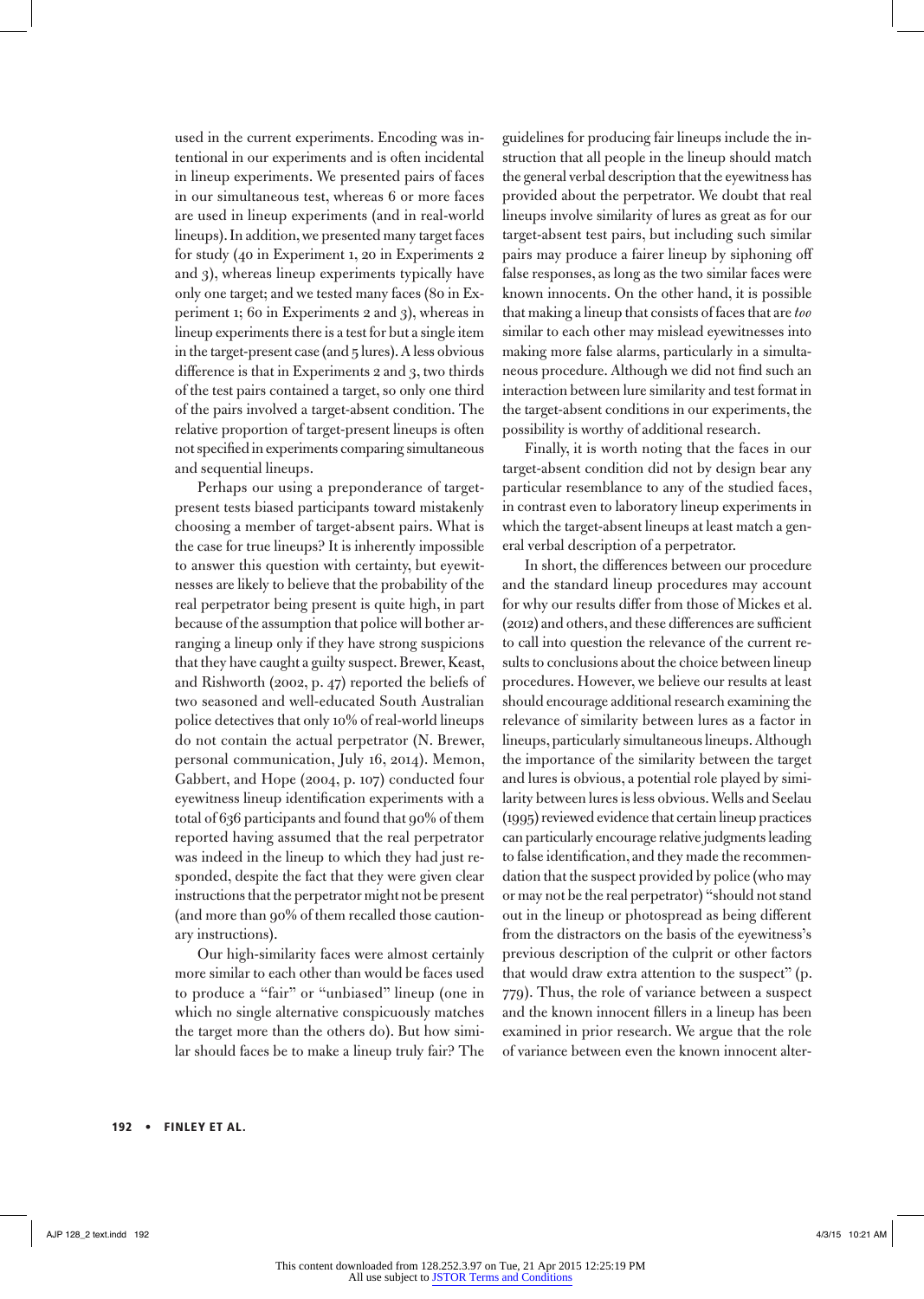used in the current experiments. Encoding was intentional in our experiments and is often incidental in lineup experiments. We presented pairs of faces in our simultaneous test, whereas 6 or more faces are used in lineup experiments (and in real-world lineups). In addition, we presented many target faces for study (40 in Experiment 1, 20 in Experiments 2 and 3), whereas lineup experiments typically have only one target; and we tested many faces (80 in Experiment 1; 60 in Experiments 2 and 3), whereas in lineup experiments there is a test for but a single item in the target-present case (and 5 lures). A less obvious difference is that in Experiments 2 and 3, two thirds of the test pairs contained a target, so only one third of the pairs involved a target-absent condition. The relative proportion of target-present lineups is often not specified in experiments comparing simultaneous and sequential lineups.

Perhaps our using a preponderance of target-present tests biased participants toward mistakenly choosing a member of target-absent pairs. What is the case for true lineups? It is inherently impossible to answer this question with certainty, but eyewitnesses are likely to believe that the probability of the real perpetrator being present is quite high, in part because of the assumption that police will bother arranging a lineup only if they have strong suspicions that they have caught a guilty suspect. Brewer, Keast, and Rishworth (2002, p. 47) reported the beliefs of two seasoned and well-educated South Australian police detectives that only 10% of real-world lineups do not contain the actual perpetrator (N. Brewer, personal communication, July 16, 2014). Memon, Gabbert, and Hope (2004, p. 107) conducted four eyewitness lineup identification experiments with a total of 636 participants and found that 90% of them reported having assumed that the real perpetrator was indeed in the lineup to which they had just responded, despite the fact that they were given clear instructions that the perpetrator might not be present (and more than 90% of them recalled those cautionary instructions).

Our high-similarity faces were almost certainly more similar to each other than would be faces used to produce a "fair" or "unbiased" lineup (one in which no single alternative conspicuously matches the target more than the others do). But how similar should faces be to make a lineup truly fair? The guidelines for producing fair lineups include the instruction that all people in the lineup should match the general verbal description that the eyewitness has provided about the perpetrator. We doubt that real lineups involve similarity of lures as great as for our target-absent test pairs, but including such similar pairs may produce a fairer lineup by siphoning off false responses, as long as the two similar faces were known innocents. On the other hand, it is possible that making a lineup that consists of faces that are *too* similar to each other may mislead eyewitnesses into making more false alarms, particularly in a simultaneous procedure. Although we did not find such an interaction between lure similarity and test format in the target-absent conditions in our experiments, the possibility is worthy of additional research.

Finally, it is worth noting that the faces in our target-absent condition did not by design bear any particular resemblance to any of the studied faces, in contrast even to laboratory lineup experiments in which the target-absent lineups at least match a general verbal description of a perpetrator.

In short, the differences between our procedure and the standard lineup procedures may account for why our results differ from those of Mickes et al. (2012) and others, and these differences are sufficient to call into question the relevance of the current results to conclusions about the choice between lineup procedures. However, we believe our results at least should encourage additional research examining the relevance of similarity between lures as a factor in lineups, particularly simultaneous lineups. Although the importance of the similarity between the target and lures is obvious, a potential role played by similarity between lures is less obvious. Wells and Seelau (1995) reviewed evidence that certain lineup practices can particularly encourage relative judgments leading to false identification, and they made the recommendation that the suspect provided by police (who may or may not be the real perpetrator) "should not stand out in the lineup or photospread as being different from the distractors on the basis of the eyewitness's previous description of the culprit or other factors that would draw extra attention to the suspect" (p. 779). Thus, the role of variance between a suspect and the known innocent fillers in a lineup has been examined in prior research. We argue that the role of variance between even the known innocent alter-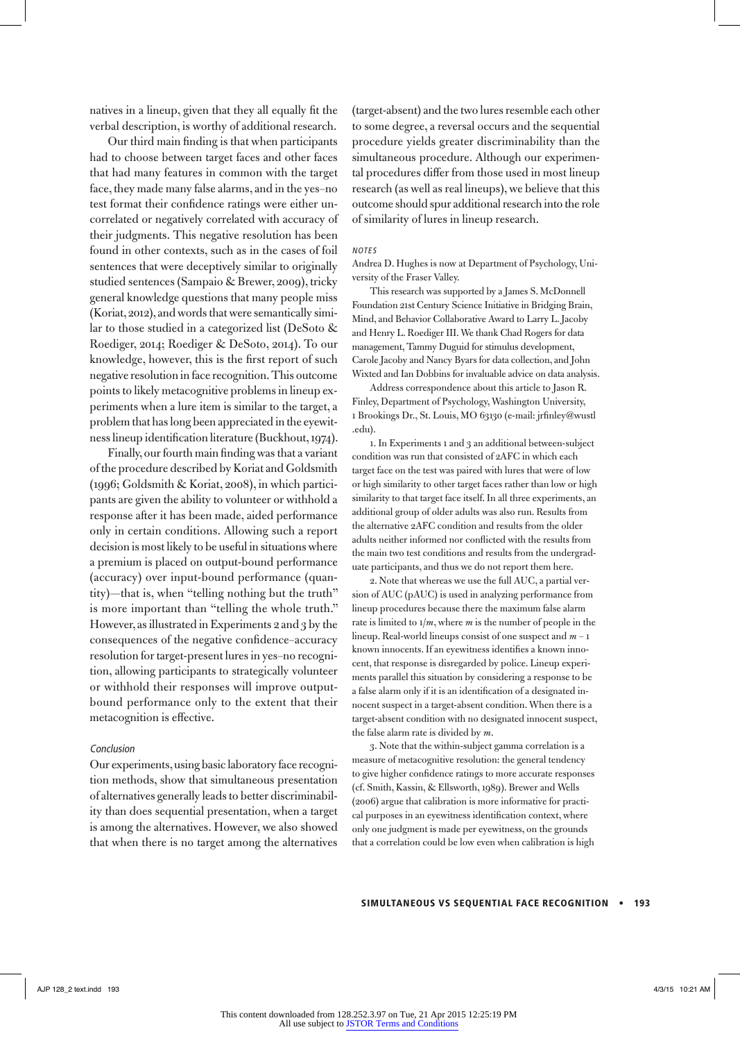natives in a lineup, given that they all equally fit the verbal description, is worthy of additional research.

Our third main finding is that when participants had to choose between target faces and other faces that had many features in common with the target face, they made many false alarms, and in the yes–no test format their confidence ratings were either uncorrelated or negatively correlated with accuracy of their judgments. This negative resolution has been found in other contexts, such as in the cases of foil sentences that were deceptively similar to originally studied sentences (Sampaio & Brewer, 2009), tricky general knowledge questions that many people miss (Koriat, 2012), and words that were semantically similar to those studied in a categorized list (DeSoto & Roediger, 2014; Roediger & DeSoto, 2014). To our knowledge, however, this is the first report of such negative resolution in face recognition. This outcome points to likely metacognitive problems in lineup experiments when a lure item is similar to the target, a problem that has long been appreciated in the eyewitness lineup identification literature (Buckhout, 1974).

Finally, our fourth main finding was that a variant of the procedure described by Koriat and Goldsmith (1996; Goldsmith & Koriat, 2008), in which participants are given the ability to volunteer or withhold a response after it has been made, aided performance only in certain conditions. Allowing such a report decision is most likely to be useful in situations where a premium is placed on output-bound performance (accuracy) over input-bound performance (quantity)—that is, when "telling nothing but the truth" is more important than "telling the whole truth." However, as illustrated in Experiments 2 and 3 by the consequences of the negative confidence–accuracy resolution for target-present lures in yes–no recognition, allowing participants to strategically volunteer or withhold their responses will improve output-bound performance only to the extent that their metacognition is effective.

### *Conclusion*

Our experiments, using basic laboratory face recognition methods, show that simultaneous presentation of alternatives generally leads to better discriminability than does sequential presentation, when a target is among the alternatives. However, we also showed that when there is no target among the alternatives (target-absent) and the two lures resemble each other to some degree, a reversal occurs and the sequential procedure yields greater discriminability than the simultaneous procedure. Although our experimental procedures differ from those used in most lineup research (as well as real lineups), we believe that this outcome should spur additional research into the role of similarity of lures in lineup research.

### *NOTES*

Andrea D. Hughes is now at Department of Psychology, University of the Fraser Valley.

This research was supported by a James S. McDonnell Foundation 21st Century Science Initiative in Bridging Brain, Mind, and Behavior Collaborative Award to Larry L. Jacoby and Henry L. Roediger III. We thank Chad Rogers for data management, Tammy Duguid for stimulus development, Carole Jacoby and Nancy Byars for data collection, and John Wixted and Ian Dobbins for invaluable advice on data analysis.

Address correspondence about this article to Jason R. Finley, Department of Psychology, Washington University, 1 Brookings Dr., St. Louis, MO 63130 (e-mail: jrfinley@wustl.edu).

1. In Experiments 1 and 3 an additional between-subject condition was run that consisted of 2AFC in which each target face on the test was paired with lures that were of low or high similarity to other target faces rather than low or high similarity to that target face itself. In all three experiments, an additional group of older adults was also run. Results from the alternative 2AFC condition and results from the older adults neither informed nor conflicted with the results from the main two test conditions and results from the undergraduate participants, and thus we do not report them here.

2. Note that whereas we use the full AUC, a partial version of AUC (pAUC) is used in analyzing performance from lineup procedures because there the maximum false alarm rate is limited to $1/m$, where $m$ is the number of people in the lineup. Real-world lineups consist of one suspect and $m - 1$ known innocents. If an eyewitness identifies a known innocent, that response is disregarded by police. Lineup experiments parallel this situation by considering a response to be a false alarm only if it is an identification of a designated innocent suspect in a target-absent condition. When there is a target-absent condition with no designated innocent suspect, the false alarm rate is divided by $m$.

3. Note that the within-subject gamma correlation is a measure of metacognitive resolution: the general tendency to give higher confidence ratings to more accurate responses (cf. Smith, Kassin, & Ellsworth, 1989). Brewer and Wells (2006) argue that calibration is more informative for practical purposes in an eyewitness identification context, where only one judgment is made per eyewitness, on the grounds that a correlation could be low even when calibration is high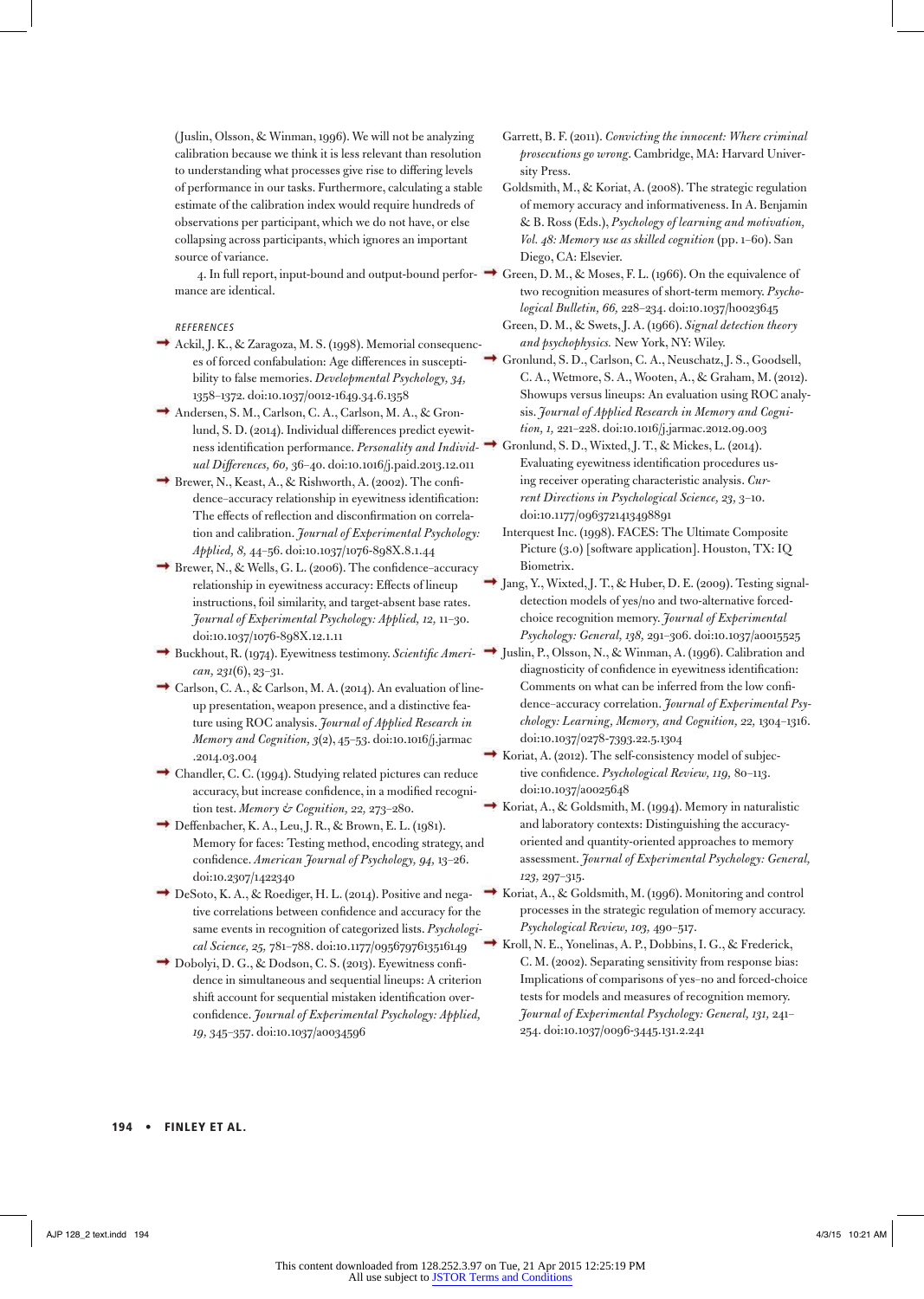(Juslin, Olsson, & Winman, 1996). We will not be analyzing calibration because we think it is less relevant than resolution to understanding what processes give rise to differing levels of performance in our tasks. Furthermore, calculating a stable estimate of the calibration index would require hundreds of observations per participant, which we do not have, or else collapsing across participants, which ignores an important source of variance.

4. In full report, input-bound and output-bound performance are identical.

## REFERENCES

Ackil, J. K., & Zaragoza, M. S. (1998). Memorial consequences of forced confabulation: Age differences in susceptibility to false memories. *Developmental Psychology, 34,* 1358–1372. doi:10.1037/0012-1649.34.6.1358

Andersen, S. M., Carlson, C. A., Carlson, M. A., & Gronlund, S. D. (2014). Individual differences predict eyewitness identification performance. *Personality and Individual Differences, 60,* 36–40. doi:10.1016/j.paid.2013.12.011

Brewer, N., Keast, A., & Rishworth, A. (2002). The confidence–accuracy relationship in eyewitness identification: The effects of reflection and disconfirmation on correlation and calibration. *Journal of Experimental Psychology: Applied, 8,* 44–56. doi:10.1037/1076-898X.8.1.44

Brewer, N., & Wells, G. L. (2006). The confidence–accuracy relationship in eyewitness accuracy: Effects of lineup instructions, foil similarity, and target-absent base rates. *Journal of Experimental Psychology: Applied, 12,* 11–30. doi:10.1037/1076-898X.12.1.11

Buckhout, R. (1974). Eyewitness testimony. *Scientific American, 231*(6), 23–31.

Carlson, C. A., & Carlson, M. A. (2014). An evaluation of lineup presentation, weapon presence, and a distinctive feature using ROC analysis. *Journal of Applied Research in Memory and Cognition, 3*(2), 45–53. doi:10.1016/j.jarmac.2014.03.004

Chandler, C. C. (1994). Studying related pictures can reduce accuracy, but increase confidence, in a modified recognition test. *Memory & Cognition, 22,* 273–280.

Deffenbacher, K. A., Leu, J. R., & Brown, E. L. (1981). Memory for faces: Testing method, encoding strategy, and confidence. *American Journal of Psychology, 94,* 13–26. doi:10.2307/1422340

DeSoto, K. A., & Roediger, H. L. (2014). Positive and negative correlations between confidence and accuracy for the same events in recognition of categorized lists. *Psychological Science, 25,* 781–788. doi:10.1177/0956797613516149

Dobolyi, D. G., & Dodson, C. S. (2013). Eyewitness confidence in simultaneous and sequential lineups: A criterion shift account for sequential mistaken identification overconfidence. *Journal of Experimental Psychology: Applied, 19,* 345–357. doi:10.1037/a0034596

Garrett, B. F. (2011). *Convicting the innocent: Where criminal prosecutions go wrong*. Cambridge, MA: Harvard University Press.

Goldsmith, M., & Koriat, A. (2008). The strategic regulation of memory accuracy and informativeness. In A. Benjamin & B. Ross (Eds.), *Psychology of learning and motivation, Vol. 48: Memory use as skilled cognition* (pp. 1–60). San Diego, CA: Elsevier.

Green, D. M., & Moses, F. L. (1966). On the equivalence of two recognition measures of short-term memory. *Psychological Bulletin, 66,* 228–234. doi:10.1037/h0023645

Green, D. M., & Swets, J. A. (1966). *Signal detection theory and psychophysics.* New York, NY: Wiley.

Gronlund, S. D., Carlson, C. A., Neuschatz, J. S., Goodsell, C. A., Wetmore, S. A., Wooten, A., & Graham, M. (2012). Showups versus lineups: An evaluation using ROC analysis. *Journal of Applied Research in Memory and Cognition, 1,* 221–228. doi:10.1016/j.jarmac.2012.09.003

Gronlund, S. D., Wixted, J. T., & Mickes, L. (2014). Evaluating eyewitness identification procedures using receiver operating characteristic analysis. *Current Directions in Psychological Science, 23,* 3–10. doi:10.1177/0963721413498891

Interquest Inc. (1998). FACES: The Ultimate Composite Picture (3.0) [software application]. Houston, TX: IQ Biometrix.

Jang, Y., Wixted, J. T., & Huber, D. E. (2009). Testing signal-detection models of yes/no and two-alternative forced-choice recognition memory. *Journal of Experimental Psychology: General, 138,* 291–306. doi:10.1037/a0015525

Juslin, P., Olsson, N., & Winman, A. (1996). Calibration and diagnosticity of confidence in eyewitness identification: Comments on what can be inferred from the low confidence–accuracy correlation. *Journal of Experimental Psychology: Learning, Memory, and Cognition, 22,* 1304–1316. doi:10.1037/0278-7393.22.5.1304

Koriat, A. (2012). The self-consistency model of subjective confidence. *Psychological Review, 119,* 80–113. doi:10.1037/a0025648

Koriat, A., & Goldsmith, M. (1994). Memory in naturalistic and laboratory contexts: Distinguishing the accuracy-oriented and quantity-oriented approaches to memory assessment. *Journal of Experimental Psychology: General, 123,* 297–315.

Koriat, A., & Goldsmith, M. (1996). Monitoring and control processes in the strategic regulation of memory accuracy. *Psychological Review, 103,* 490–517.

Kroll, N. E., Yonelinas, A. P., Dobbins, I. G., & Frederick, C. M. (2002). Separating sensitivity from response bias: Implications of comparisons of yes–no and forced-choice tests for models and measures of recognition memory. *Journal of Experimental Psychology: General, 131,* 241–254. doi:10.1037/0096-3445.131.2.241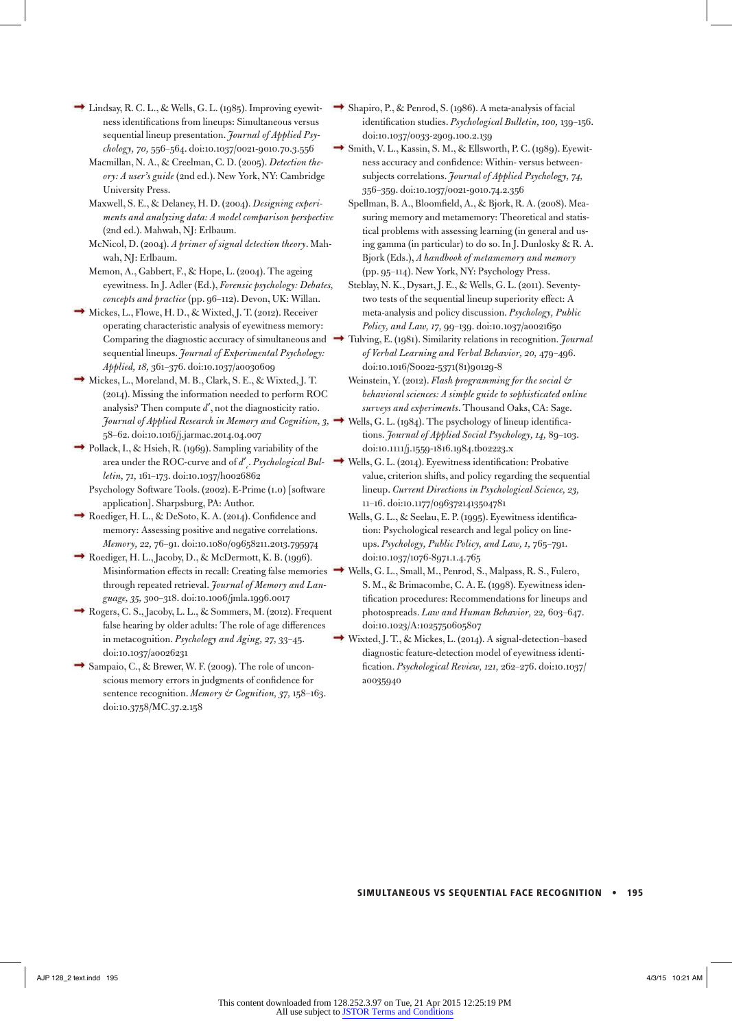Lindsay, R. C. L., & Wells, G. L. (1985). Improving eyewitness identifications from lineups: Simultaneous versus sequential lineup presentation. *Journal of Applied Psychology, 70,* 556–564. doi:10.1037/0021-9010.70.3.556

Macmillan, N. A., & Creelman, C. D. (2005). *Detection theory: A user's guide* (2nd ed.). New York, NY: Cambridge University Press.

Maxwell, S. E., & Delaney, H. D. (2004). *Designing experiments and analyzing data: A model comparison perspective* (2nd ed.). Mahwah, NJ: Erlbaum.

McNicol, D. (2004). *A primer of signal detection theory*. Mahwah, NJ: Erlbaum.

Memon, A., Gabbert, F., & Hope, L. (2004). The ageing eyewitness. In J. Adler (Ed.), *Forensic psychology: Debates, concepts and practice* (pp. 96–112). Devon, UK: Willan.

Mickes, L., Flowe, H. D., & Wixted, J. T. (2012). Receiver operating characteristic analysis of eyewitness memory: Comparing the diagnostic accuracy of simultaneous and sequential lineups. *Journal of Experimental Psychology: Applied, 18,* 361–376. doi:10.1037/a0030609

Mickes, L., Moreland, M. B., Clark, S. E., & Wixted, J. T. (2014). Missing the information needed to perform ROC analysis? Then compute $d'$, not the diagnosticity ratio. *Journal of Applied Research in Memory and Cognition, 3,* 58–62. doi:10.1016/j.jarmac.2014.04.007

Pollack, I., & Hsieh, R. (1969). Sampling variability of the area under the ROC-curve and of $d'_e$. *Psychological Bulletin, 71,* 161–173. doi:10.1037/h0026862

Psychology Software Tools. (2002). E-Prime (1.0) [software application]. Sharpsburg, PA: Author.

Roediger, H. L., & DeSoto, K. A. (2014). Confidence and memory: Assessing positive and negative correlations. *Memory, 22,* 76–91. doi:10.1080/09658211.2013.795974

Roediger, H. L., Jacoby, D., & McDermott, K. B. (1996). Misinformation effects in recall: Creating false memories through repeated retrieval. *Journal of Memory and Language, 35,* 300–318. doi:10.1006/jmla.1996.0017

Rogers, C. S., Jacoby, L. L., & Sommers, M. (2012). Frequent false hearing by older adults: The role of age differences in metacognition. *Psychology and Aging, 27,* 33–45. doi:10.1037/a0026231

Sampaio, C., & Brewer, W. F. (2009). The role of unconscious memory errors in judgments of confidence for sentence recognition. *Memory & Cognition, 37,* 158–163. doi:10.3758/MC.37.2.158

Shapiro, P., & Penrod, S. (1986). A meta-analysis of facial identification studies. *Psychological Bulletin, 100,* 139–156. doi:10.1037/0033-2909.100.2.139

Smith, V. L., Kassin, S. M., & Ellsworth, P. C. (1989). Eyewitness accuracy and confidence: Within- versus between-subjects correlations. *Journal of Applied Psychology, 74,* 356–359. doi:10.1037/0021-9010.74.2.356

Spellman, B. A., Bloomfield, A., & Bjork, R. A. (2008). Measuring memory and metamemory: Theoretical and statistical problems with assessing learning (in general and using gamma (in particular) to do so. In J. Dunlosky & R. A. Bjork (Eds.), *A handbook of metamemory and memory* (pp. 95–114). New York, NY: Psychology Press.

Steblay, N. K., Dysart, J. E., & Wells, G. L. (2011). Seventy-two tests of the sequential lineup superiority effect: A meta-analysis and policy discussion. *Psychology, Public Policy, and Law, 17,* 99–139. doi:10.1037/a0021650

Tulving, E. (1981). Similarity relations in recognition. *Journal of Verbal Learning and Verbal Behavior, 20,* 479–496. doi:10.1016/S0022-5371(81)90129-8

Weinstein, Y. (2012). *Flash programming for the social & behavioral sciences: A simple guide to sophisticated online surveys and experiments*. Thousand Oaks, CA: Sage.

Wells, G. L. (1984). The psychology of lineup identifications. *Journal of Applied Social Psychology, 14,* 89–103. doi:10.1111/j.1559-1816.1984.tb02223.x

Wells, G. L. (2014). Eyewitness identification: Probative value, criterion shifts, and policy regarding the sequential lineup. *Current Directions in Psychological Science, 23,* 11–16. doi:10.1177/0963721413504781

Wells, G. L., & Seelau, E. P. (1995). Eyewitness identification: Psychological research and legal policy on lineups. *Psychology, Public Policy, and Law, 1,* 765–791. doi:10.1037/1076-8971.1.4.765

Wells, G. L., Small, M., Penrod, S., Malpass, R. S., Fulero, S. M., & Brimacombe, C. A. E. (1998). Eyewitness identification procedures: Recommendations for lineups and photospreads. *Law and Human Behavior, 22,* 603–647. doi:10.1023/A:1025750605807

Wixted, J. T., & Mickes, L. (2014). A signal-detection–based diagnostic feature-detection model of eyewitness identification. *Psychological Review, 121,* 262–276. doi:10.1037/a0035940